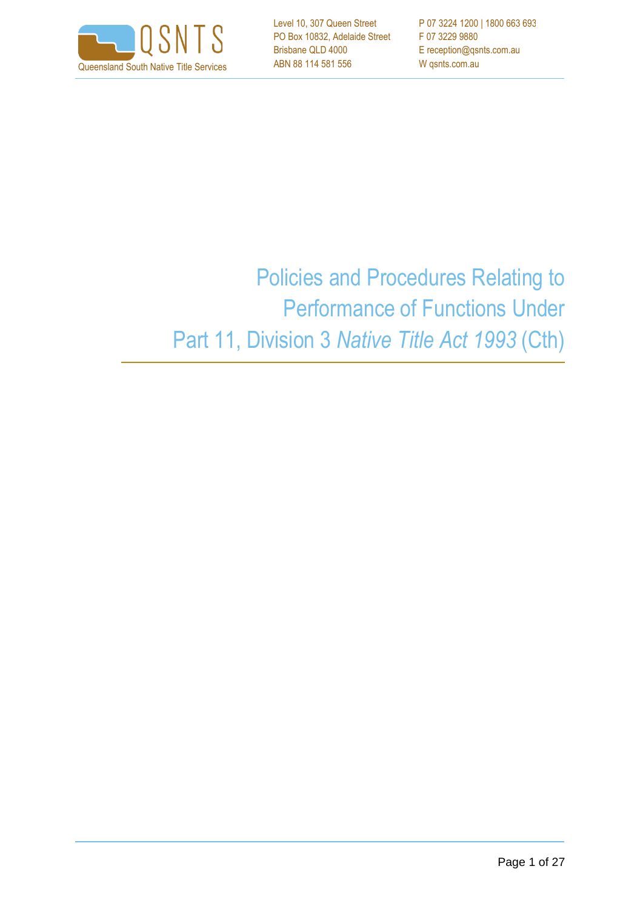Queensland South Native Title Services

Level 10, 307 Queen Street
PO Box 10832, Adelaide Street
Brisbane QLD 4000
ABN 88 114 581 556

P 07 3224 1200 | 1800 663 693
F 07 3229 9880
E reception@qsnts.com.au
W qsnts.com.au

# Policies and Procedures Relating to Performance of Functions Under Part 11, Division 3 *Native Title Act 1993* (Cth)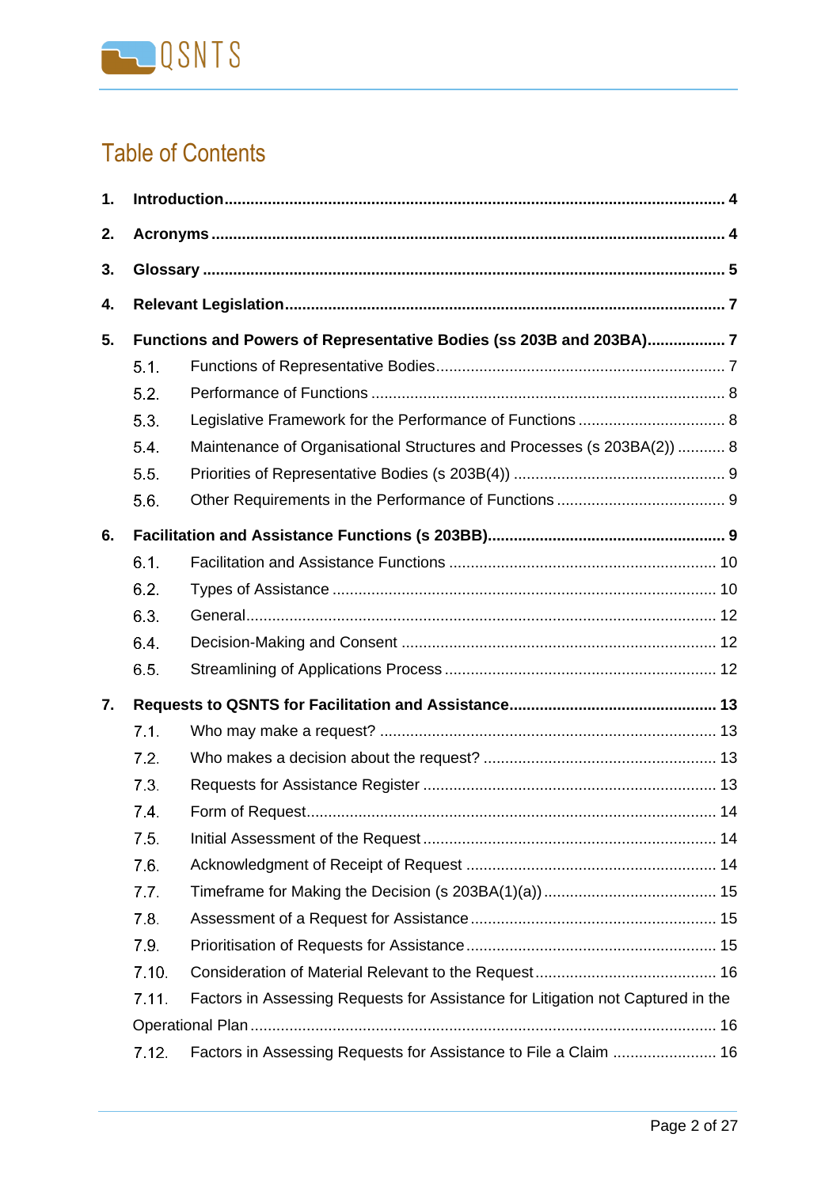# Table of Contents

**1. Introduction** ............................................................ **4**

**2. Acronyms** ............................................................ **4**

**3. Glossary** ............................................................ **5**

**4. Relevant Legislation** ............................................................ **7**

**5. Functions and Powers of Representative Bodies (ss 203B and 203BA)** .................. **7**

- 5.1. Functions of Representative Bodies ............................................ 7
- 5.2. Performance of Functions ............................................ 8
- 5.3. Legislative Framework for the Performance of Functions ............................................ 8
- 5.4. Maintenance of Organisational Structures and Processes (s 203BA(2)) ........... 8
- 5.5. Priorities of Representative Bodies (s 203B(4)) ............................................ 9
- 5.6. Other Requirements in the Performance of Functions ............................................ 9

**6. Facilitation and Assistance Functions (s 203BB)** ............................................ **9**

- 6.1. Facilitation and Assistance Functions ............................................ 10
- 6.2. Types of Assistance ............................................ 10
- 6.3. General ............................................ 12
- 6.4. Decision-Making and Consent ............................................ 12
- 6.5. Streamlining of Applications Process ............................................ 12

**7. Requests to QSNTS for Facilitation and Assistance** ............................................ **13**

- 7.1. Who may make a request? ............................................ 13
- 7.2. Who makes a decision about the request? ............................................ 13
- 7.3. Requests for Assistance Register ............................................ 13
- 7.4. Form of Request ............................................ 14
- 7.5. Initial Assessment of the Request ............................................ 14
- 7.6. Acknowledgment of Receipt of Request ............................................ 14
- 7.7. Timeframe for Making the Decision (s 203BA(1)(a)) ............................................ 15
- 7.8. Assessment of a Request for Assistance ............................................ 15
- 7.9. Prioritisation of Requests for Assistance ............................................ 15
- 7.10. Consideration of Material Relevant to the Request ............................................ 16
- 7.11. Factors in Assessing Requests for Assistance for Litigation not Captured in the Operational Plan ............................................ 16
- 7.12. Factors in Assessing Requests for Assistance to File a Claim ............................................ 16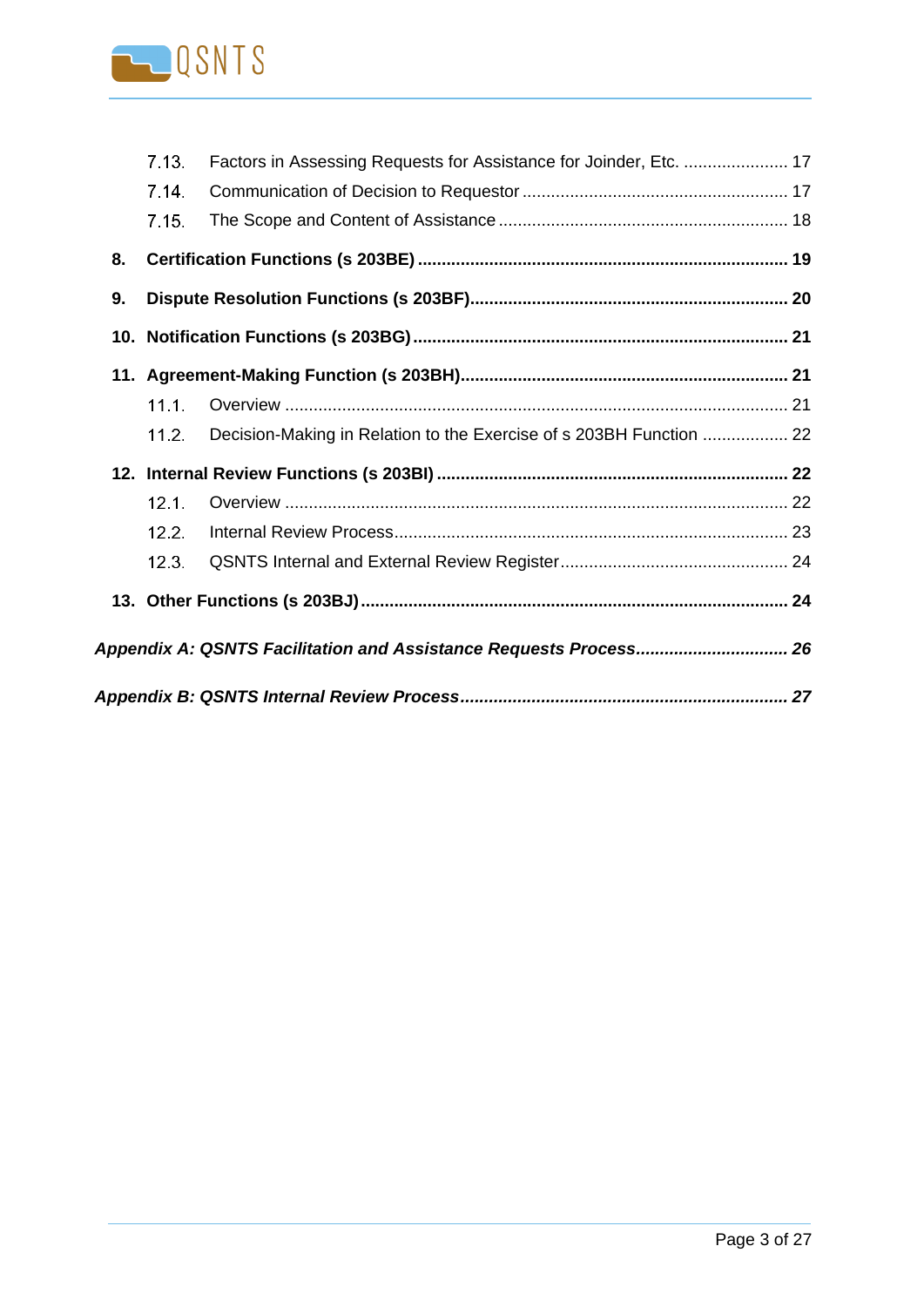7.13. Factors in Assessing Requests for Assistance for Joinder, Etc. ...................... 17

7.14. Communication of Decision to Requestor ....................................................... 17

7.15. The Scope and Content of Assistance ............................................................ 18

**8. Certification Functions (s 203BE) ............................................................................ 19**

**9. Dispute Resolution Functions (s 203BF)................................................................. 20**

**10. Notification Functions (s 203BG) ............................................................................ 21**

**11. Agreement-Making Function (s 203BH).................................................................... 21**

11.1. Overview ........................................................................................................ 21

11.2. Decision-Making in Relation to the Exercise of s 203BH Function .................. 22

**12. Internal Review Functions (s 203BI) ........................................................................ 22**

12.1. Overview ........................................................................................................ 22

12.2. Internal Review Process.................................................................................. 23

12.3. QSNTS Internal and External Review Register............................................... 24

**13. Other Functions (s 203BJ)........................................................................................ 24**

***Appendix A: QSNTS Facilitation and Assistance Requests Process............................... 26***

***Appendix B: QSNTS Internal Review Process................................................................... 27***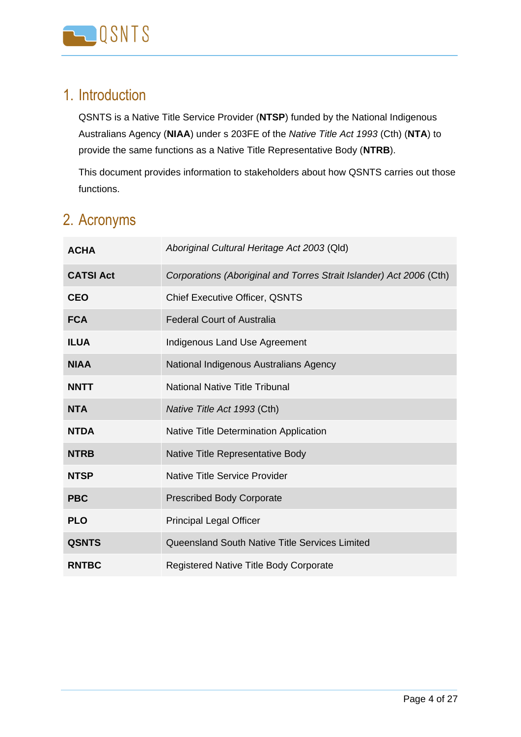## 1. Introduction

QSNTS is a Native Title Service Provider (**NTSP**) funded by the National Indigenous Australians Agency (**NIAA**) under s 203FE of the *Native Title Act 1993* (Cth) (**NTA**) to provide the same functions as a Native Title Representative Body (**NTRB**).

This document provides information to stakeholders about how QSNTS carries out those functions.

## 2. Acronyms

| | |
|---|---|
| **ACHA** | *Aboriginal Cultural Heritage Act 2003* (Qld) |
| **CATSI Act** | *Corporations (Aboriginal and Torres Strait Islander) Act 2006* (Cth) |
| **CEO** | Chief Executive Officer, QSNTS |
| **FCA** | Federal Court of Australia |
| **ILUA** | Indigenous Land Use Agreement |
| **NIAA** | National Indigenous Australians Agency |
| **NNTT** | National Native Title Tribunal |
| **NTA** | *Native Title Act 1993* (Cth) |
| **NTDA** | Native Title Determination Application |
| **NTRB** | Native Title Representative Body |
| **NTSP** | Native Title Service Provider |
| **PBC** | Prescribed Body Corporate |
| **PLO** | Principal Legal Officer |
| **QSNTS** | Queensland South Native Title Services Limited |
| **RNTBC** | Registered Native Title Body Corporate |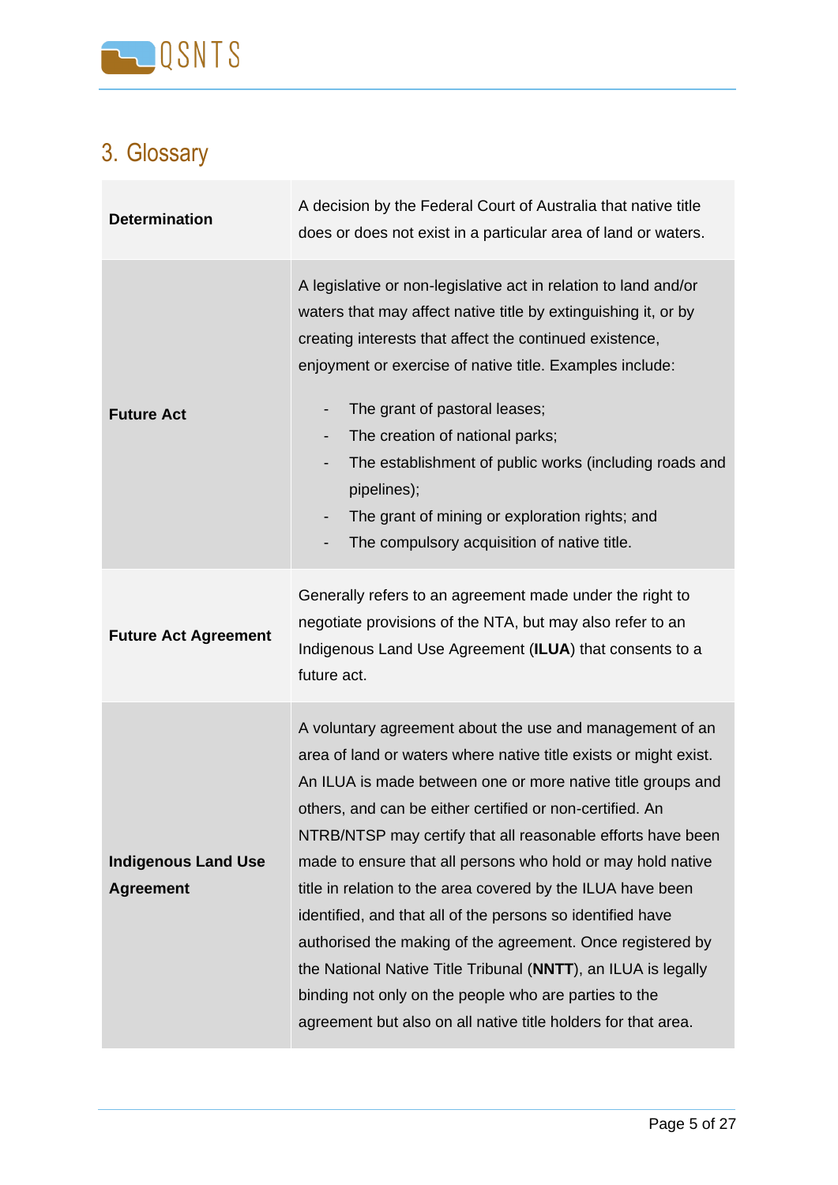## 3. Glossary

| | |
|---|---|
| **Determination** | A decision by the Federal Court of Australia that native title does or does not exist in a particular area of land or waters. |
| **Future Act** | A legislative or non-legislative act in relation to land and/or waters that may affect native title by extinguishing it, or by creating interests that affect the continued existence, enjoyment or exercise of native title. Examples include:<br>- The grant of pastoral leases;<br>- The creation of national parks;<br>- The establishment of public works (including roads and pipelines);<br>- The grant of mining or exploration rights; and<br>- The compulsory acquisition of native title. |
| **Future Act Agreement** | Generally refers to an agreement made under the right to negotiate provisions of the NTA, but may also refer to an Indigenous Land Use Agreement (**ILUA**) that consents to a future act. |
| **Indigenous Land Use Agreement** | A voluntary agreement about the use and management of an area of land or waters where native title exists or might exist. An ILUA is made between one or more native title groups and others, and can be either certified or non-certified. An NTRB/NTSP may certify that all reasonable efforts have been made to ensure that all persons who hold or may hold native title in relation to the area covered by the ILUA have been identified, and that all of the persons so identified have authorised the making of the agreement. Once registered by the National Native Title Tribunal (**NNTT**), an ILUA is legally binding not only on the people who are parties to the agreement but also on all native title holders for that area. |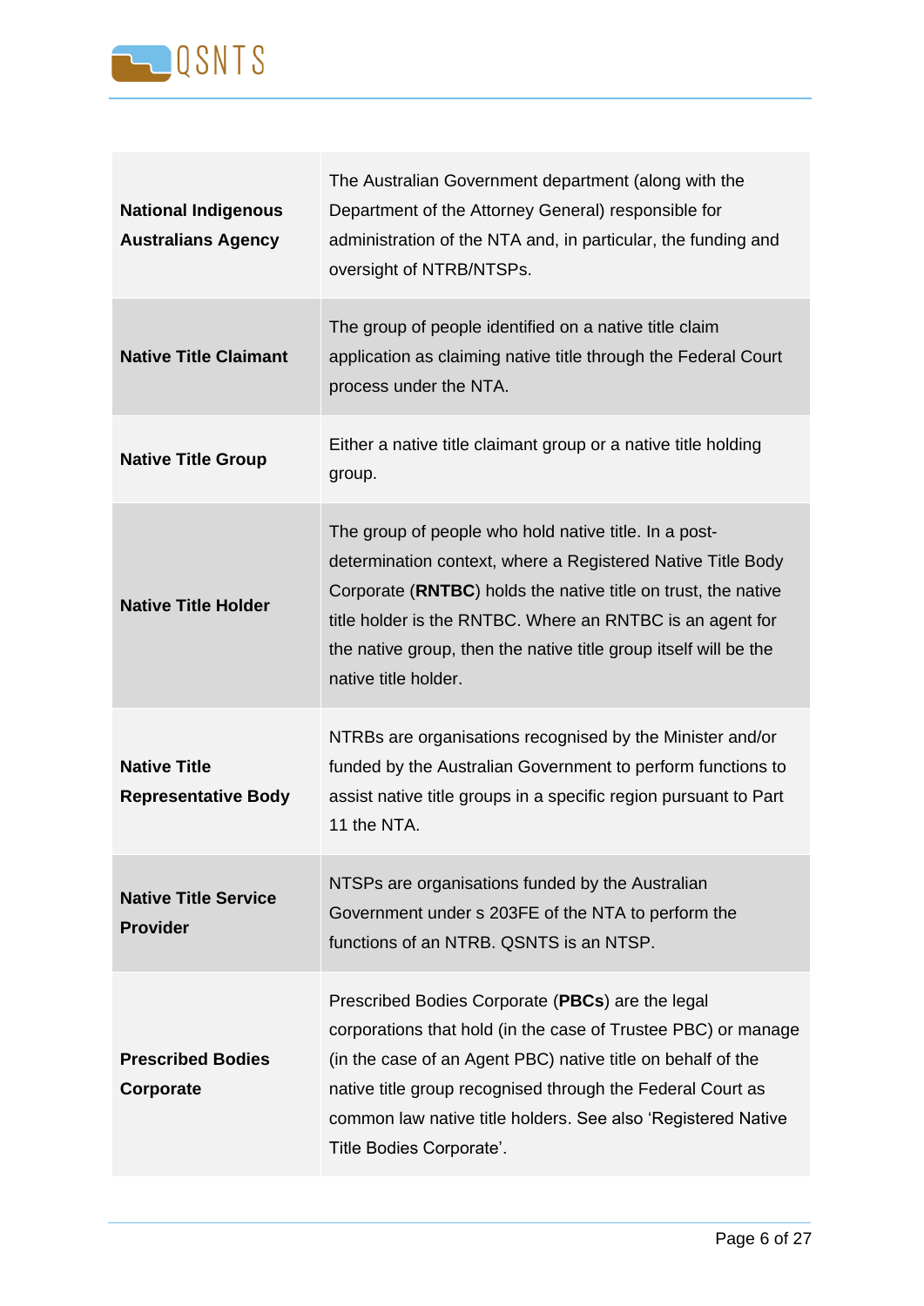| | |
|---|---|
| **National Indigenous Australians Agency** | The Australian Government department (along with the Department of the Attorney General) responsible for administration of the NTA and, in particular, the funding and oversight of NTRB/NTSPs. |
| **Native Title Claimant** | The group of people identified on a native title claim application as claiming native title through the Federal Court process under the NTA. |
| **Native Title Group** | Either a native title claimant group or a native title holding group. |
| **Native Title Holder** | The group of people who hold native title. In a post-determination context, where a Registered Native Title Body Corporate (**RNTBC**) holds the native title on trust, the native title holder is the RNTBC. Where an RNTBC is an agent for the native group, then the native title group itself will be the native title holder. |
| **Native Title Representative Body** | NTRBs are organisations recognised by the Minister and/or funded by the Australian Government to perform functions to assist native title groups in a specific region pursuant to Part 11 the NTA. |
| **Native Title Service Provider** | NTSPs are organisations funded by the Australian Government under s 203FE of the NTA to perform the functions of an NTRB. QSNTS is an NTSP. |
| **Prescribed Bodies Corporate** | Prescribed Bodies Corporate (**PBCs**) are the legal corporations that hold (in the case of Trustee PBC) or manage (in the case of an Agent PBC) native title on behalf of the native title group recognised through the Federal Court as common law native title holders. See also 'Registered Native Title Bodies Corporate'. |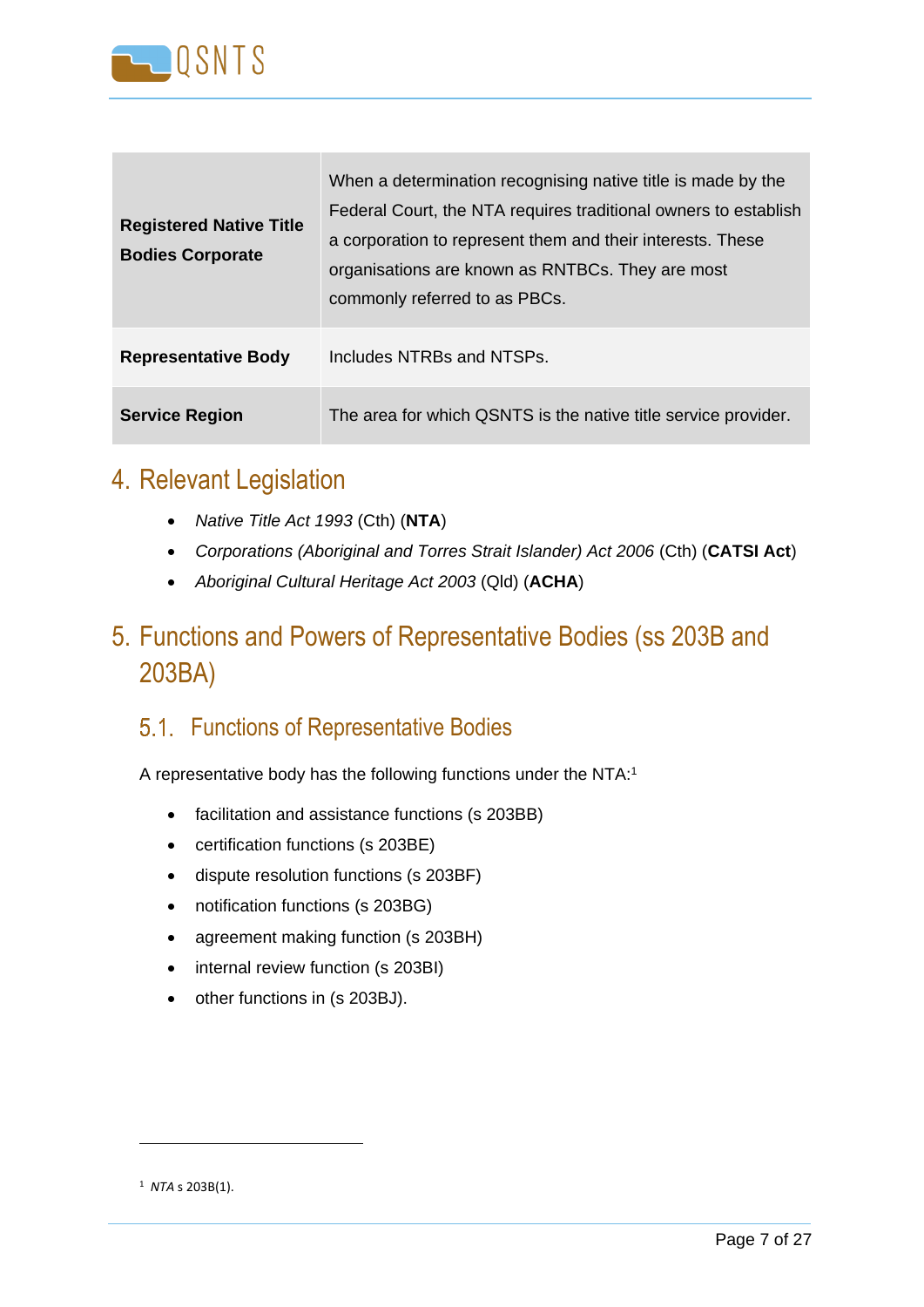| Registered Native Title Bodies Corporate | When a determination recognising native title is made by the Federal Court, the NTA requires traditional owners to establish a corporation to represent them and their interests. These organisations are known as RNTBCs. They are most commonly referred to as PBCs. |
|---|---|
| **Representative Body** | Includes NTRBs and NTSPs. |
| **Service Region** | The area for which QSNTS is the native title service provider. |

# 4. Relevant Legislation

- *Native Title Act 1993* (Cth) (**NTA**)
- *Corporations (Aboriginal and Torres Strait Islander) Act 2006* (Cth) (**CATSI Act**)
- *Aboriginal Cultural Heritage Act 2003* (Qld) (**ACHA**)

# 5. Functions and Powers of Representative Bodies (ss 203B and 203BA)

## 5.1. Functions of Representative Bodies

A representative body has the following functions under the NTA:[1]

- facilitation and assistance functions (s 203BB)
- certification functions (s 203BE)
- dispute resolution functions (s 203BF)
- notification functions (s 203BG)
- agreement making function (s 203BH)
- internal review function (s 203BI)
- other functions in (s 203BJ).

[1] *NTA* s 203B(1).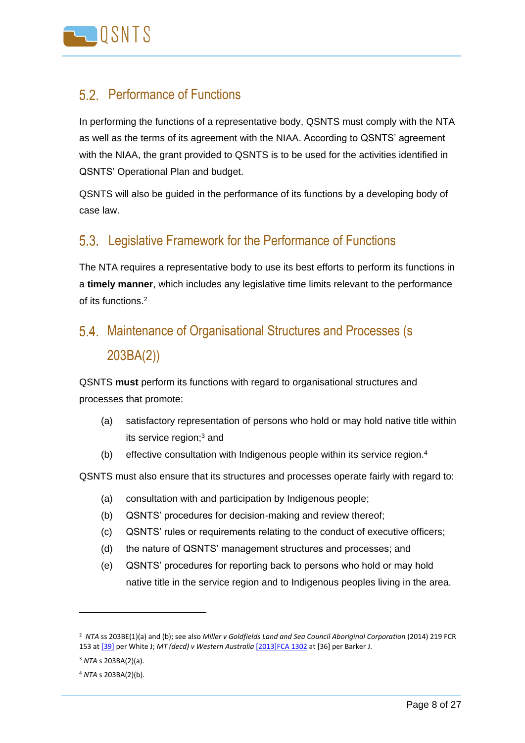## 5.2. Performance of Functions

In performing the functions of a representative body, QSNTS must comply with the NTA as well as the terms of its agreement with the NIAA. According to QSNTS' agreement with the NIAA, the grant provided to QSNTS is to be used for the activities identified in QSNTS' Operational Plan and budget.

QSNTS will also be guided in the performance of its functions by a developing body of case law.

## 5.3. Legislative Framework for the Performance of Functions

The NTA requires a representative body to use its best efforts to perform its functions in a **timely manner**, which includes any legislative time limits relevant to the performance of its functions.[2]

## 5.4. Maintenance of Organisational Structures and Processes (s 203BA(2))

QSNTS **must** perform its functions with regard to organisational structures and processes that promote:

(a) satisfactory representation of persons who hold or may hold native title within its service region;[3] and

(b) effective consultation with Indigenous people within its service region.[4]

QSNTS must also ensure that its structures and processes operate fairly with regard to:

(a) consultation with and participation by Indigenous people;

(b) QSNTS' procedures for decision-making and review thereof;

(c) QSNTS' rules or requirements relating to the conduct of executive officers;

(d) the nature of QSNTS' management structures and processes; and

(e) QSNTS' procedures for reporting back to persons who hold or may hold native title in the service region and to Indigenous peoples living in the area.

---

[2] *NTA* ss 203BE(1)(a) and (b); see also *Miller v Goldfields Land and Sea Council Aboriginal Corporation* (2014) 219 FCR 153 at [39] per White J; *MT (decd) v Western Australia* [2013]FCA 1302 at [36] per Barker J.

[3] *NTA* s 203BA(2)(a).

[4] *NTA* s 203BA(2)(b).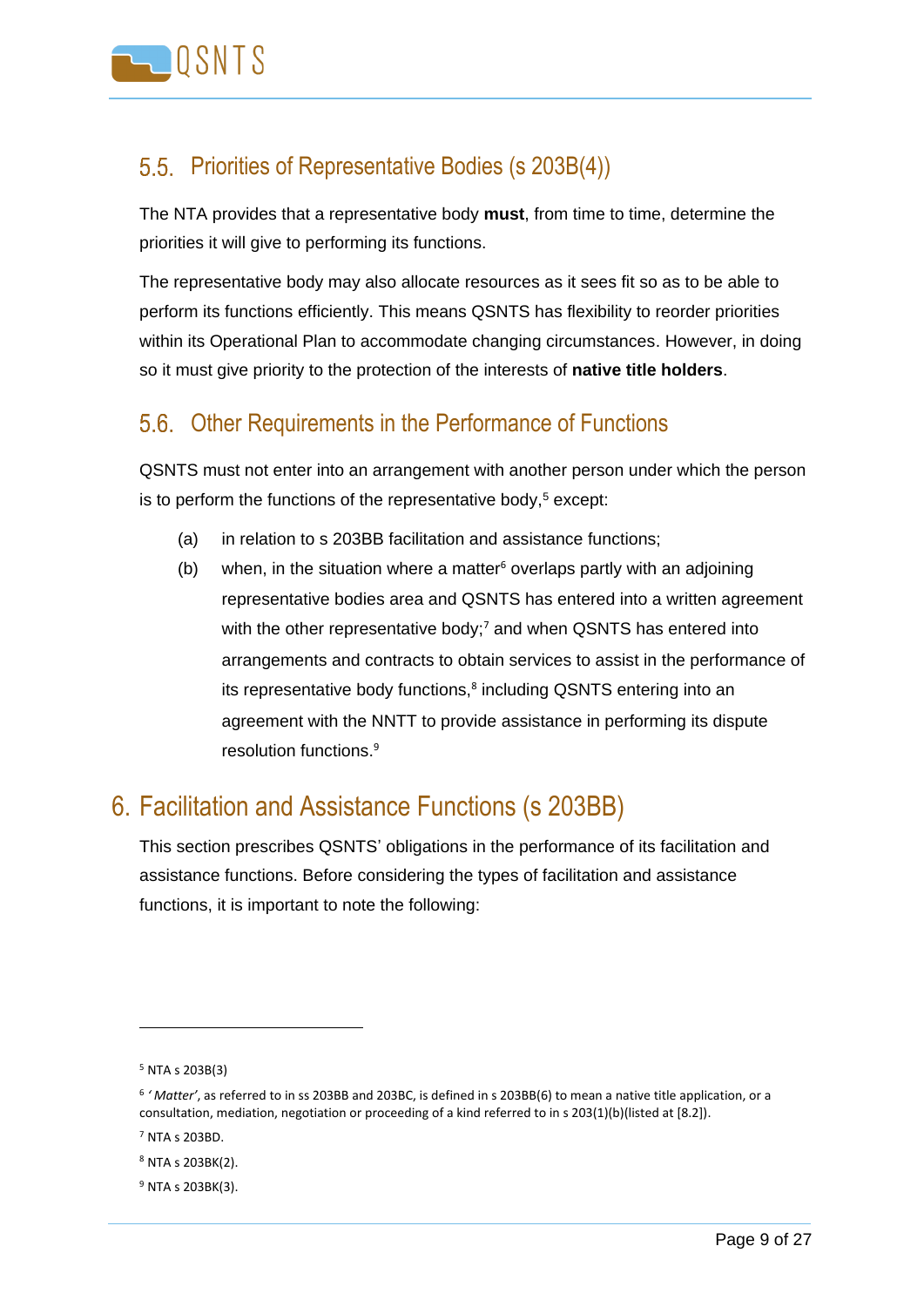## 5.5. Priorities of Representative Bodies (s 203B(4))

The NTA provides that a representative body **must**, from time to time, determine the priorities it will give to performing its functions.

The representative body may also allocate resources as it sees fit so as to be able to perform its functions efficiently. This means QSNTS has flexibility to reorder priorities within its Operational Plan to accommodate changing circumstances. However, in doing so it must give priority to the protection of the interests of **native title holders**.

## 5.6. Other Requirements in the Performance of Functions

QSNTS must not enter into an arrangement with another person under which the person is to perform the functions of the representative body,[5] except:

(a) in relation to s 203BB facilitation and assistance functions;

(b) when, in the situation where a matter[6] overlaps partly with an adjoining representative bodies area and QSNTS has entered into a written agreement with the other representative body;[7] and when QSNTS has entered into arrangements and contracts to obtain services to assist in the performance of its representative body functions,[8] including QSNTS entering into an agreement with the NNTT to provide assistance in performing its dispute resolution functions.[9]

# 6. Facilitation and Assistance Functions (s 203BB)

This section prescribes QSNTS' obligations in the performance of its facilitation and assistance functions. Before considering the types of facilitation and assistance functions, it is important to note the following:

---

[5] NTA s 203B(3)

[6] *'Matter'*, as referred to in ss 203BB and 203BC, is defined in s 203BB(6) to mean a native title application, or a consultation, mediation, negotiation or proceeding of a kind referred to in s 203(1)(b)(listed at [8.2]).

[7] NTA s 203BD.

[8] NTA s 203BK(2).

[9] NTA s 203BK(3).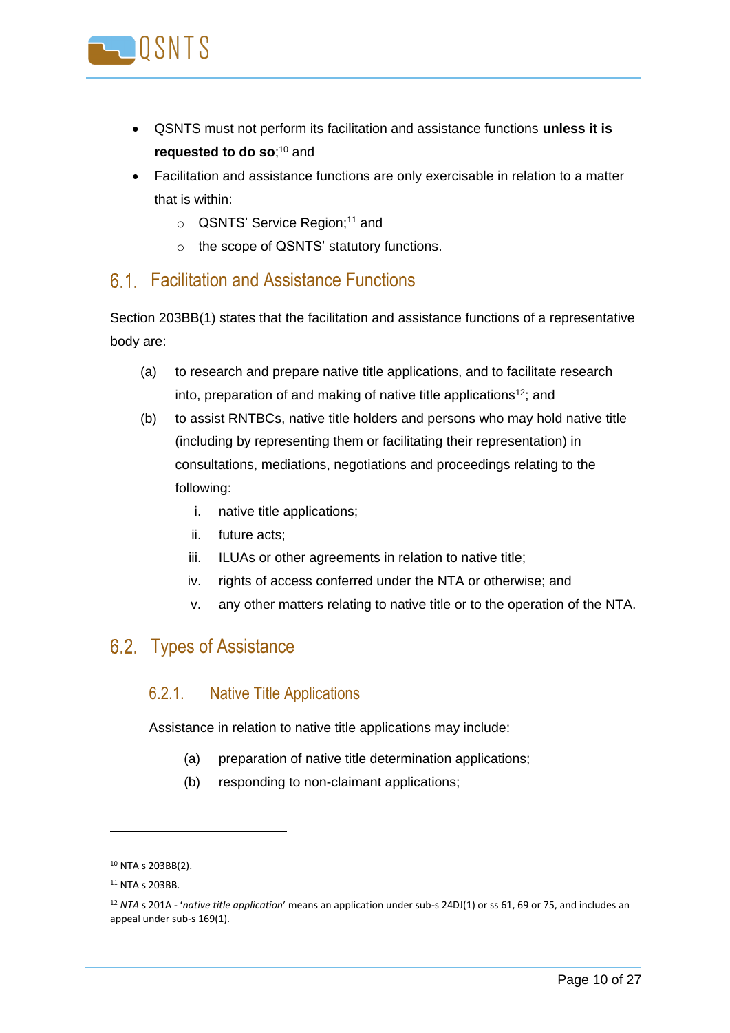- QSNTS must not perform its facilitation and assistance functions **unless it is requested to do so**;[10] and
- Facilitation and assistance functions are only exercisable in relation to a matter that is within:
  - QSNTS' Service Region;[11] and
  - the scope of QSNTS' statutory functions.

## 6.1. Facilitation and Assistance Functions

Section 203BB(1) states that the facilitation and assistance functions of a representative body are:

(a) to research and prepare native title applications, and to facilitate research into, preparation of and making of native title applications[12]; and

(b) to assist RNTBCs, native title holders and persons who may hold native title (including by representing them or facilitating their representation) in consultations, mediations, negotiations and proceedings relating to the following:

  i. native title applications;
  ii. future acts;
  iii. ILUAs or other agreements in relation to native title;
  iv. rights of access conferred under the NTA or otherwise; and
  v. any other matters relating to native title or to the operation of the NTA.

## 6.2. Types of Assistance

### 6.2.1. Native Title Applications

Assistance in relation to native title applications may include:

(a) preparation of native title determination applications;

(b) responding to non-claimant applications;

---

[10] NTA s 203BB(2).

[11] NTA s 203BB.

[12] *NTA* s 201A - '*native title application*' means an application under sub-s 24DJ(1) or ss 61, 69 or 75, and includes an appeal under sub-s 169(1).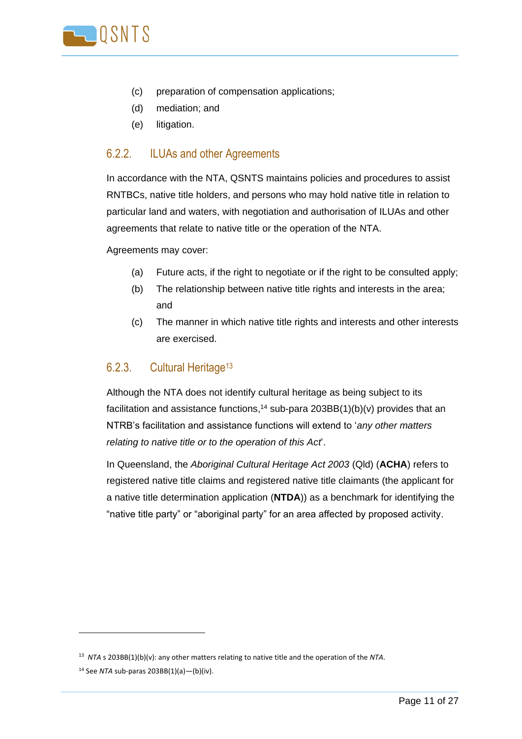(c) preparation of compensation applications;

(d) mediation; and

(e) litigation.

### 6.2.2. ILUAs and other Agreements

In accordance with the NTA, QSNTS maintains policies and procedures to assist RNTBCs, native title holders, and persons who may hold native title in relation to particular land and waters, with negotiation and authorisation of ILUAs and other agreements that relate to native title or the operation of the NTA.

Agreements may cover:

(a) Future acts, if the right to negotiate or if the right to be consulted apply;

(b) The relationship between native title rights and interests in the area; and

(c) The manner in which native title rights and interests and other interests are exercised.

### 6.2.3. Cultural Heritage[13]

Although the NTA does not identify cultural heritage as being subject to its facilitation and assistance functions,[14] sub-para 203BB(1)(b)(v) provides that an NTRB's facilitation and assistance functions will extend to '*any other matters relating to native title or to the operation of this Act*'.

In Queensland, the *Aboriginal Cultural Heritage Act 2003* (Qld) (**ACHA**) refers to registered native title claims and registered native title claimants (the applicant for a native title determination application (**NTDA**)) as a benchmark for identifying the "native title party" or "aboriginal party" for an area affected by proposed activity.

---

[13] *NTA* s 203BB(1)(b)(v): any other matters relating to native title and the operation of the *NTA*.

[14] See *NTA* sub-paras 203BB(1)(a)—(b)(iv).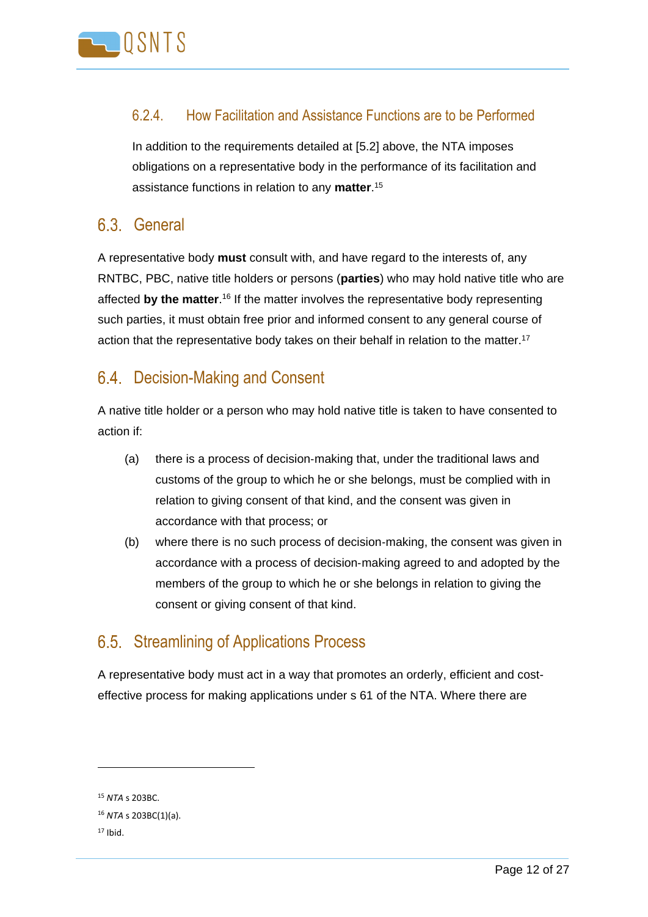### 6.2.4. How Facilitation and Assistance Functions are to be Performed

In addition to the requirements detailed at [5.2] above, the NTA imposes obligations on a representative body in the performance of its facilitation and assistance functions in relation to any **matter**.[15]

## 6.3. General

A representative body **must** consult with, and have regard to the interests of, any RNTBC, PBC, native title holders or persons (**parties**) who may hold native title who are affected **by the matter**.[16] If the matter involves the representative body representing such parties, it must obtain free prior and informed consent to any general course of action that the representative body takes on their behalf in relation to the matter.[17]

## 6.4. Decision-Making and Consent

A native title holder or a person who may hold native title is taken to have consented to action if:

(a) there is a process of decision-making that, under the traditional laws and customs of the group to which he or she belongs, must be complied with in relation to giving consent of that kind, and the consent was given in accordance with that process; or

(b) where there is no such process of decision-making, the consent was given in accordance with a process of decision-making agreed to and adopted by the members of the group to which he or she belongs in relation to giving the consent or giving consent of that kind.

## 6.5. Streamlining of Applications Process

A representative body must act in a way that promotes an orderly, efficient and cost-effective process for making applications under s 61 of the NTA. Where there are

---

[15] *NTA* s 203BC.

[16] *NTA* s 203BC(1)(a).

[17] Ibid.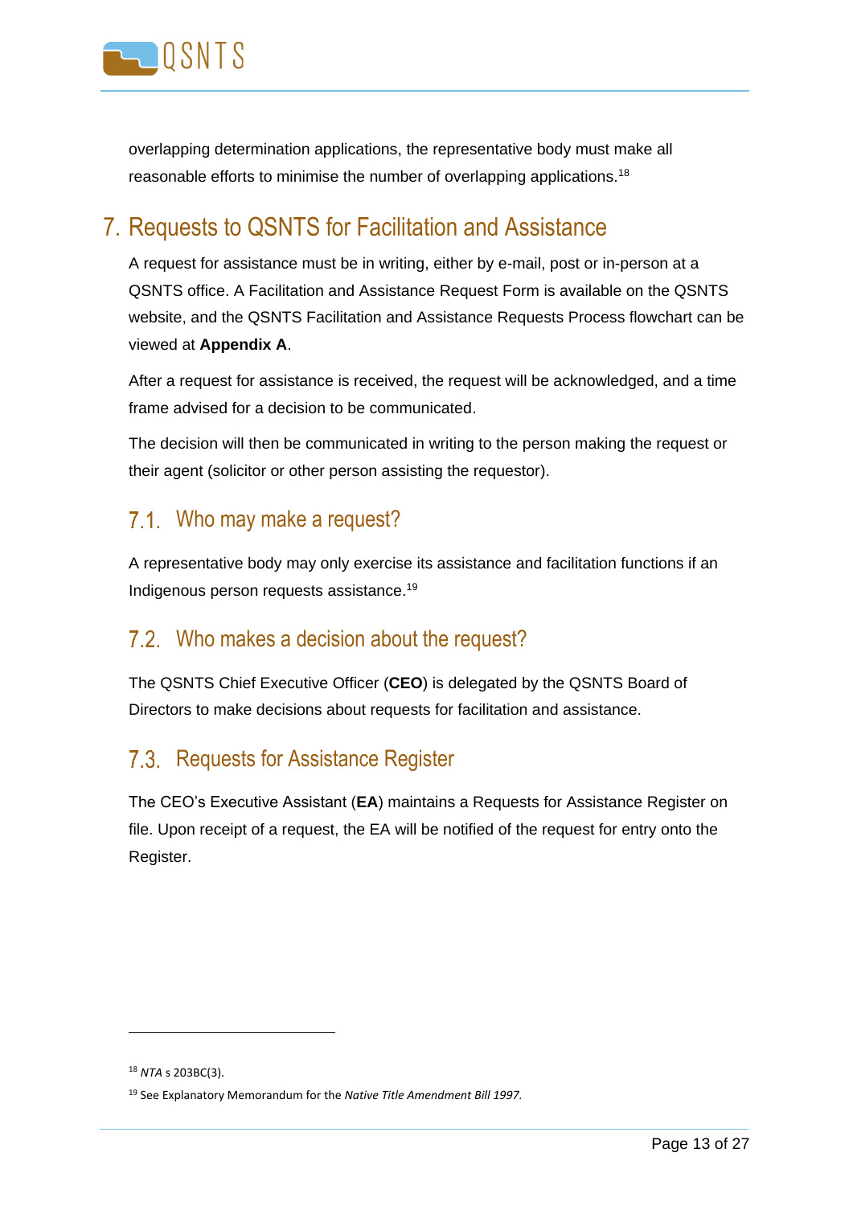overlapping determination applications, the representative body must make all reasonable efforts to minimise the number of overlapping applications.[18]

# 7. Requests to QSNTS for Facilitation and Assistance

A request for assistance must be in writing, either by e-mail, post or in-person at a QSNTS office. A Facilitation and Assistance Request Form is available on the QSNTS website, and the QSNTS Facilitation and Assistance Requests Process flowchart can be viewed at **Appendix A**.

After a request for assistance is received, the request will be acknowledged, and a time frame advised for a decision to be communicated.

The decision will then be communicated in writing to the person making the request or their agent (solicitor or other person assisting the requestor).

## 7.1. Who may make a request?

A representative body may only exercise its assistance and facilitation functions if an Indigenous person requests assistance.[19]

## 7.2. Who makes a decision about the request?

The QSNTS Chief Executive Officer (**CEO**) is delegated by the QSNTS Board of Directors to make decisions about requests for facilitation and assistance.

## 7.3. Requests for Assistance Register

The CEO's Executive Assistant (**EA**) maintains a Requests for Assistance Register on file. Upon receipt of a request, the EA will be notified of the request for entry onto the Register.

---

[18] *NTA* s 203BC(3).

[19] See Explanatory Memorandum for the *Native Title Amendment Bill 1997.*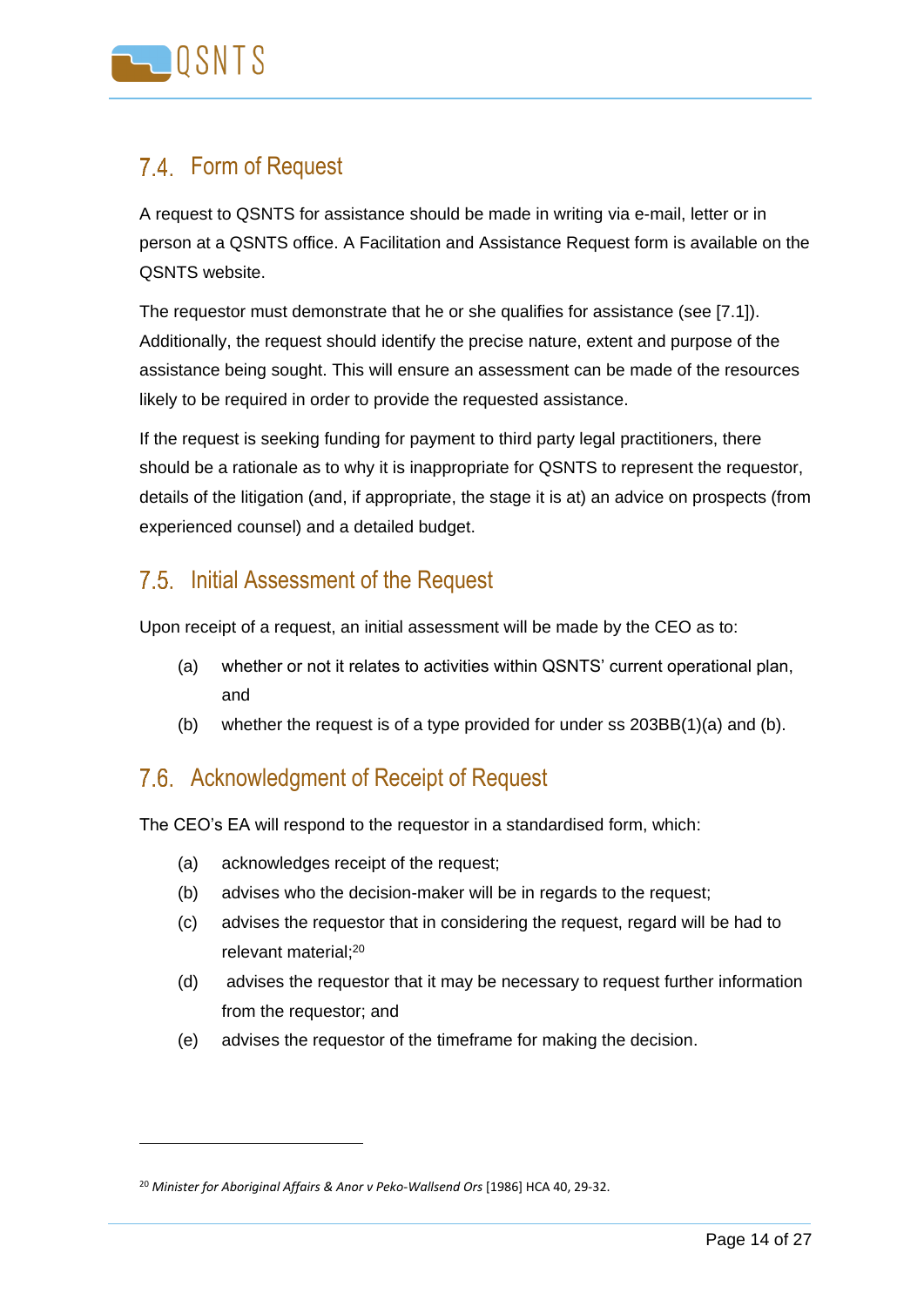## 7.4. Form of Request

A request to QSNTS for assistance should be made in writing via e-mail, letter or in person at a QSNTS office. A Facilitation and Assistance Request form is available on the QSNTS website.

The requestor must demonstrate that he or she qualifies for assistance (see [7.1]). Additionally, the request should identify the precise nature, extent and purpose of the assistance being sought. This will ensure an assessment can be made of the resources likely to be required in order to provide the requested assistance.

If the request is seeking funding for payment to third party legal practitioners, there should be a rationale as to why it is inappropriate for QSNTS to represent the requestor, details of the litigation (and, if appropriate, the stage it is at) an advice on prospects (from experienced counsel) and a detailed budget.

## 7.5. Initial Assessment of the Request

Upon receipt of a request, an initial assessment will be made by the CEO as to:

(a) whether or not it relates to activities within QSNTS' current operational plan, and

(b) whether the request is of a type provided for under ss 203BB(1)(a) and (b).

## 7.6. Acknowledgment of Receipt of Request

The CEO's EA will respond to the requestor in a standardised form, which:

(a) acknowledges receipt of the request;

(b) advises who the decision-maker will be in regards to the request;

(c) advises the requestor that in considering the request, regard will be had to relevant material;[20]

(d) advises the requestor that it may be necessary to request further information from the requestor; and

(e) advises the requestor of the timeframe for making the decision.

---

[20] *Minister for Aboriginal Affairs & Anor v Peko-Wallsend Ors* [1986] HCA 40, 29-32.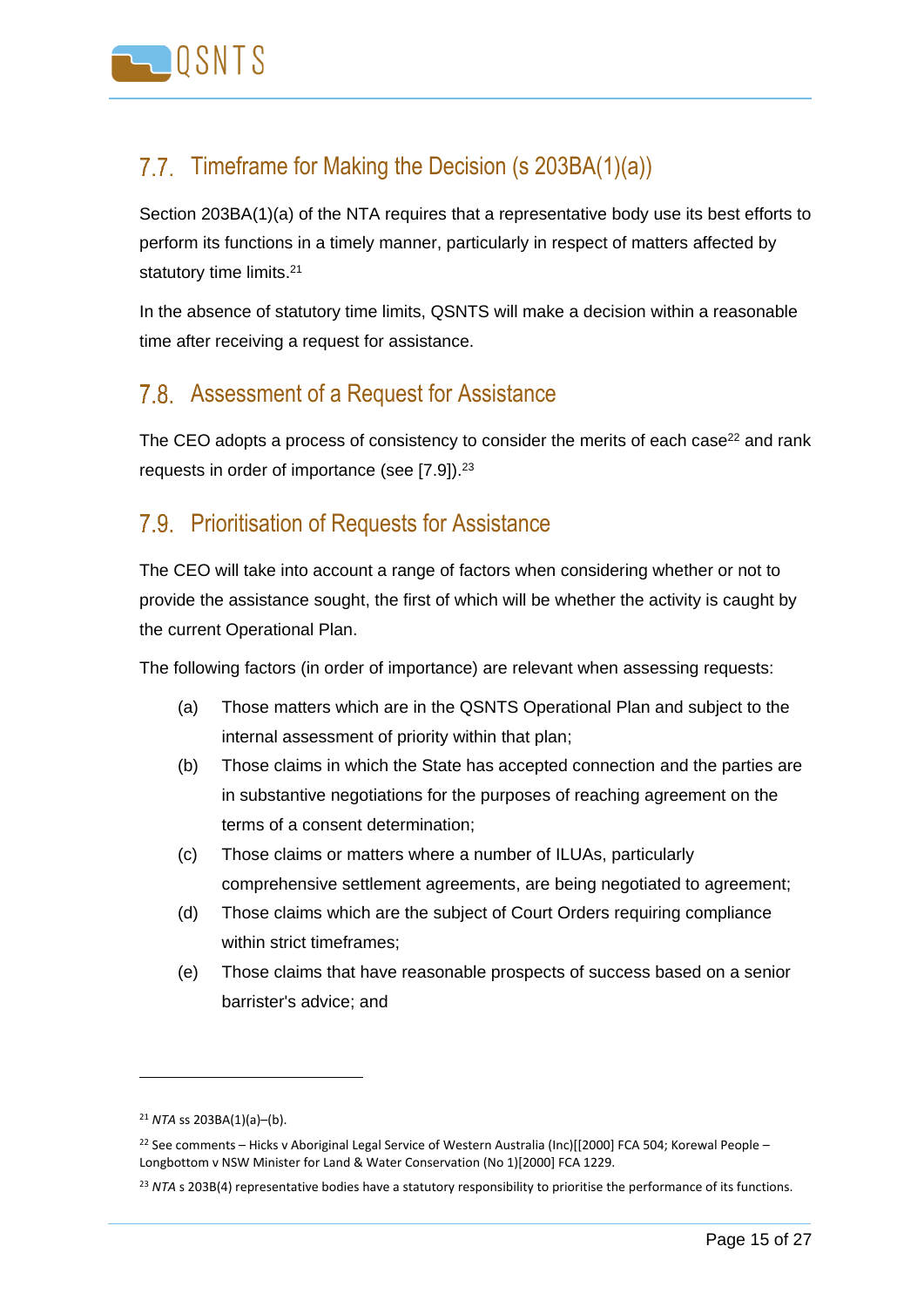## 7.7. Timeframe for Making the Decision (s 203BA(1)(a))

Section 203BA(1)(a) of the NTA requires that a representative body use its best efforts to perform its functions in a timely manner, particularly in respect of matters affected by statutory time limits.[21]

In the absence of statutory time limits, QSNTS will make a decision within a reasonable time after receiving a request for assistance.

## 7.8. Assessment of a Request for Assistance

The CEO adopts a process of consistency to consider the merits of each case[22] and rank requests in order of importance (see [7.9]).[23]

## 7.9. Prioritisation of Requests for Assistance

The CEO will take into account a range of factors when considering whether or not to provide the assistance sought, the first of which will be whether the activity is caught by the current Operational Plan.

The following factors (in order of importance) are relevant when assessing requests:

(a) Those matters which are in the QSNTS Operational Plan and subject to the internal assessment of priority within that plan;

(b) Those claims in which the State has accepted connection and the parties are in substantive negotiations for the purposes of reaching agreement on the terms of a consent determination;

(c) Those claims or matters where a number of ILUAs, particularly comprehensive settlement agreements, are being negotiated to agreement;

(d) Those claims which are the subject of Court Orders requiring compliance within strict timeframes;

(e) Those claims that have reasonable prospects of success based on a senior barrister's advice; and

---

[21] *NTA* ss 203BA(1)(a)–(b).

[22] See comments – Hicks v Aboriginal Legal Service of Western Australia (Inc)[[2000] FCA 504; Korewal People – Longbottom v NSW Minister for Land & Water Conservation (No 1)[2000] FCA 1229.

[23] *NTA* s 203B(4) representative bodies have a statutory responsibility to prioritise the performance of its functions.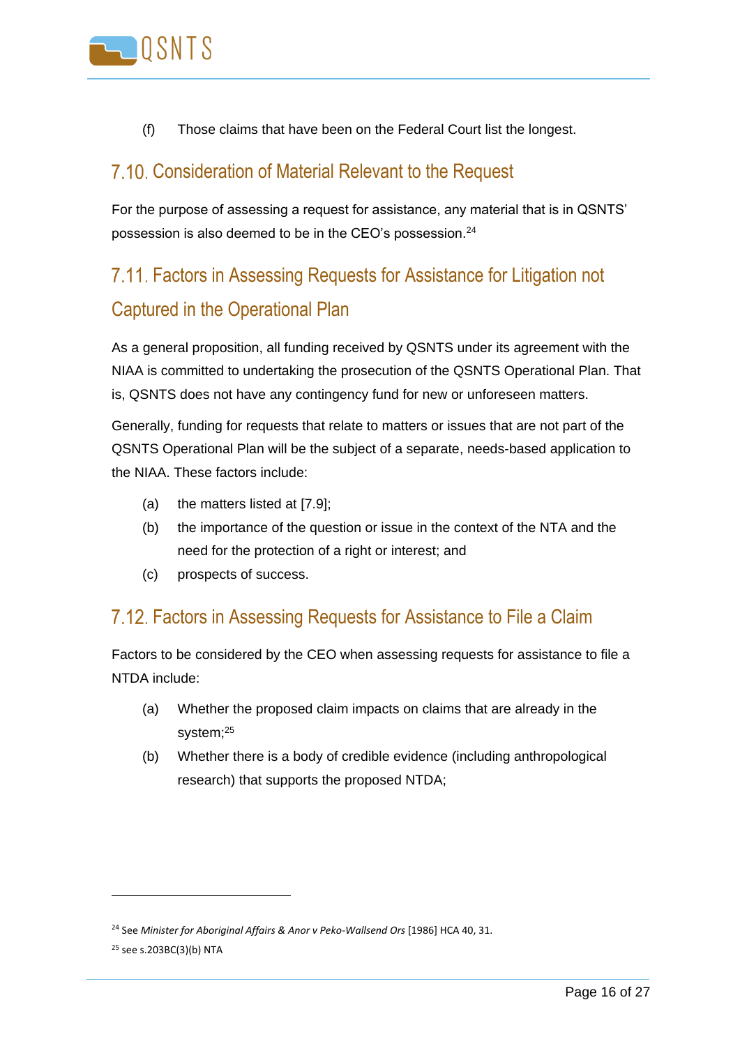(f) Those claims that have been on the Federal Court list the longest.

## 7.10. Consideration of Material Relevant to the Request

For the purpose of assessing a request for assistance, any material that is in QSNTS' possession is also deemed to be in the CEO's possession.[24]

## 7.11. Factors in Assessing Requests for Assistance for Litigation not Captured in the Operational Plan

As a general proposition, all funding received by QSNTS under its agreement with the NIAA is committed to undertaking the prosecution of the QSNTS Operational Plan. That is, QSNTS does not have any contingency fund for new or unforeseen matters.

Generally, funding for requests that relate to matters or issues that are not part of the QSNTS Operational Plan will be the subject of a separate, needs-based application to the NIAA. These factors include:

(a) the matters listed at [7.9];

(b) the importance of the question or issue in the context of the NTA and the need for the protection of a right or interest; and

(c) prospects of success.

## 7.12. Factors in Assessing Requests for Assistance to File a Claim

Factors to be considered by the CEO when assessing requests for assistance to file a NTDA include:

(a) Whether the proposed claim impacts on claims that are already in the system;[25]

(b) Whether there is a body of credible evidence (including anthropological research) that supports the proposed NTDA;

---

[24] See *Minister for Aboriginal Affairs & Anor v Peko-Wallsend Ors* [1986] HCA 40, 31.

[25] see s.203BC(3)(b) NTA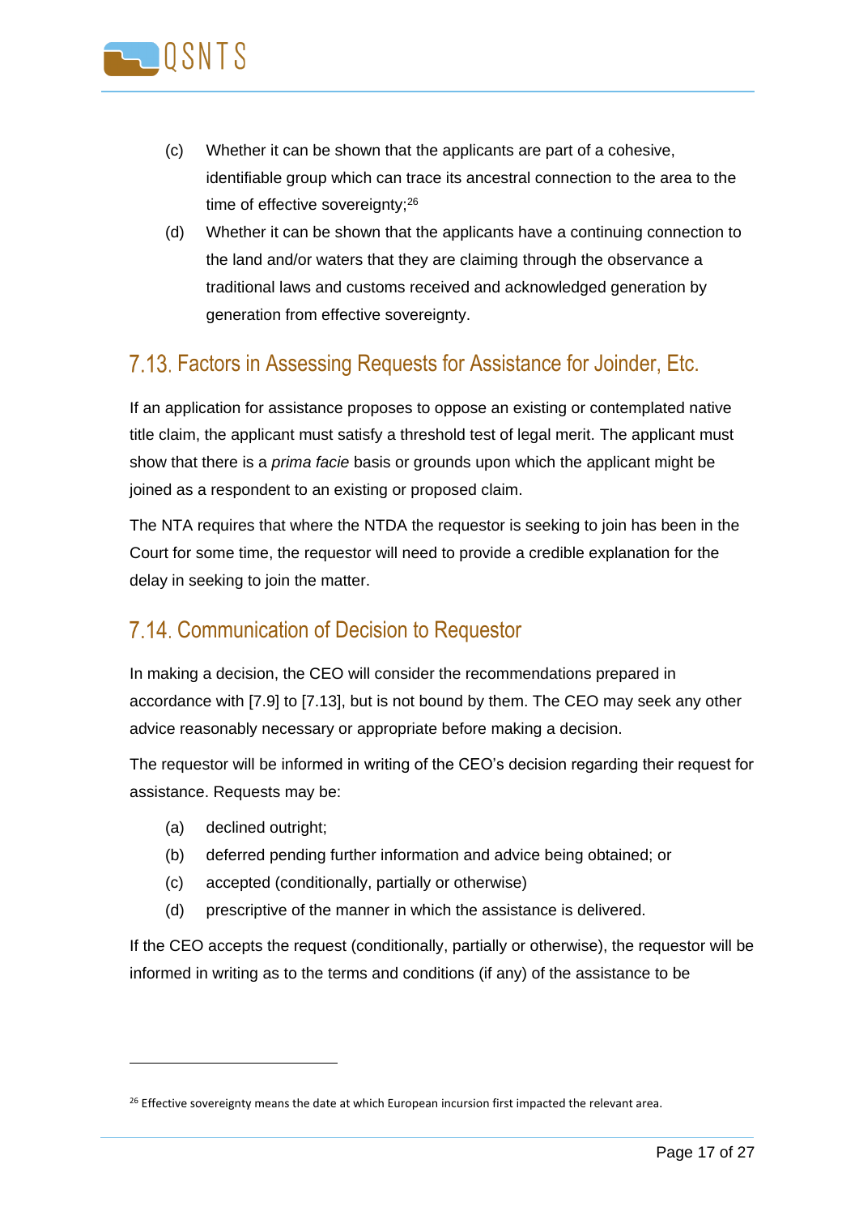(c) Whether it can be shown that the applicants are part of a cohesive, identifiable group which can trace its ancestral connection to the area to the time of effective sovereignty;[26]

(d) Whether it can be shown that the applicants have a continuing connection to the land and/or waters that they are claiming through the observance a traditional laws and customs received and acknowledged generation by generation from effective sovereignty.

## 7.13. Factors in Assessing Requests for Assistance for Joinder, Etc.

If an application for assistance proposes to oppose an existing or contemplated native title claim, the applicant must satisfy a threshold test of legal merit. The applicant must show that there is a *prima facie* basis or grounds upon which the applicant might be joined as a respondent to an existing or proposed claim.

The NTA requires that where the NTDA the requestor is seeking to join has been in the Court for some time, the requestor will need to provide a credible explanation for the delay in seeking to join the matter.

## 7.14. Communication of Decision to Requestor

In making a decision, the CEO will consider the recommendations prepared in accordance with [7.9] to [7.13], but is not bound by them. The CEO may seek any other advice reasonably necessary or appropriate before making a decision.

The requestor will be informed in writing of the CEO's decision regarding their request for assistance. Requests may be:

(a) declined outright;

(b) deferred pending further information and advice being obtained; or

(c) accepted (conditionally, partially or otherwise)

(d) prescriptive of the manner in which the assistance is delivered.

If the CEO accepts the request (conditionally, partially or otherwise), the requestor will be informed in writing as to the terms and conditions (if any) of the assistance to be

[26] Effective sovereignty means the date at which European incursion first impacted the relevant area.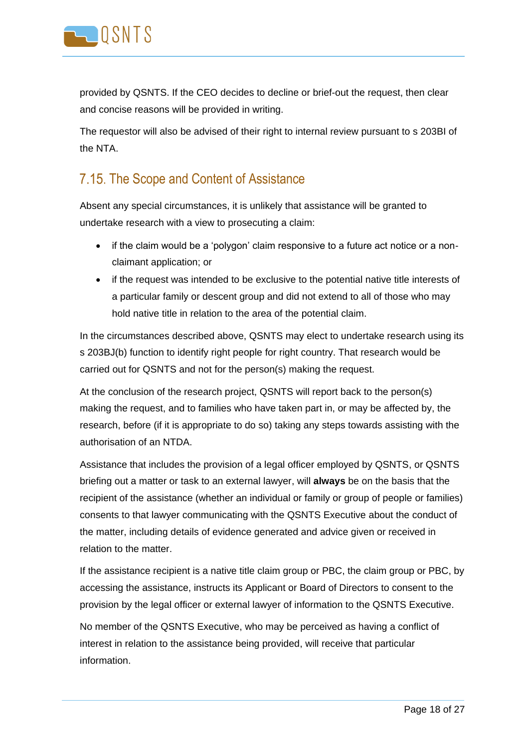provided by QSNTS. If the CEO decides to decline or brief-out the request, then clear and concise reasons will be provided in writing.

The requestor will also be advised of their right to internal review pursuant to s 203BI of the NTA.

## 7.15. The Scope and Content of Assistance

Absent any special circumstances, it is unlikely that assistance will be granted to undertake research with a view to prosecuting a claim:

- if the claim would be a 'polygon' claim responsive to a future act notice or a non-claimant application; or
- if the request was intended to be exclusive to the potential native title interests of a particular family or descent group and did not extend to all of those who may hold native title in relation to the area of the potential claim.

In the circumstances described above, QSNTS may elect to undertake research using its s 203BJ(b) function to identify right people for right country. That research would be carried out for QSNTS and not for the person(s) making the request.

At the conclusion of the research project, QSNTS will report back to the person(s) making the request, and to families who have taken part in, or may be affected by, the research, before (if it is appropriate to do so) taking any steps towards assisting with the authorisation of an NTDA.

Assistance that includes the provision of a legal officer employed by QSNTS, or QSNTS briefing out a matter or task to an external lawyer, will **always** be on the basis that the recipient of the assistance (whether an individual or family or group of people or families) consents to that lawyer communicating with the QSNTS Executive about the conduct of the matter, including details of evidence generated and advice given or received in relation to the matter.

If the assistance recipient is a native title claim group or PBC, the claim group or PBC, by accessing the assistance, instructs its Applicant or Board of Directors to consent to the provision by the legal officer or external lawyer of information to the QSNTS Executive.

No member of the QSNTS Executive, who may be perceived as having a conflict of interest in relation to the assistance being provided, will receive that particular information.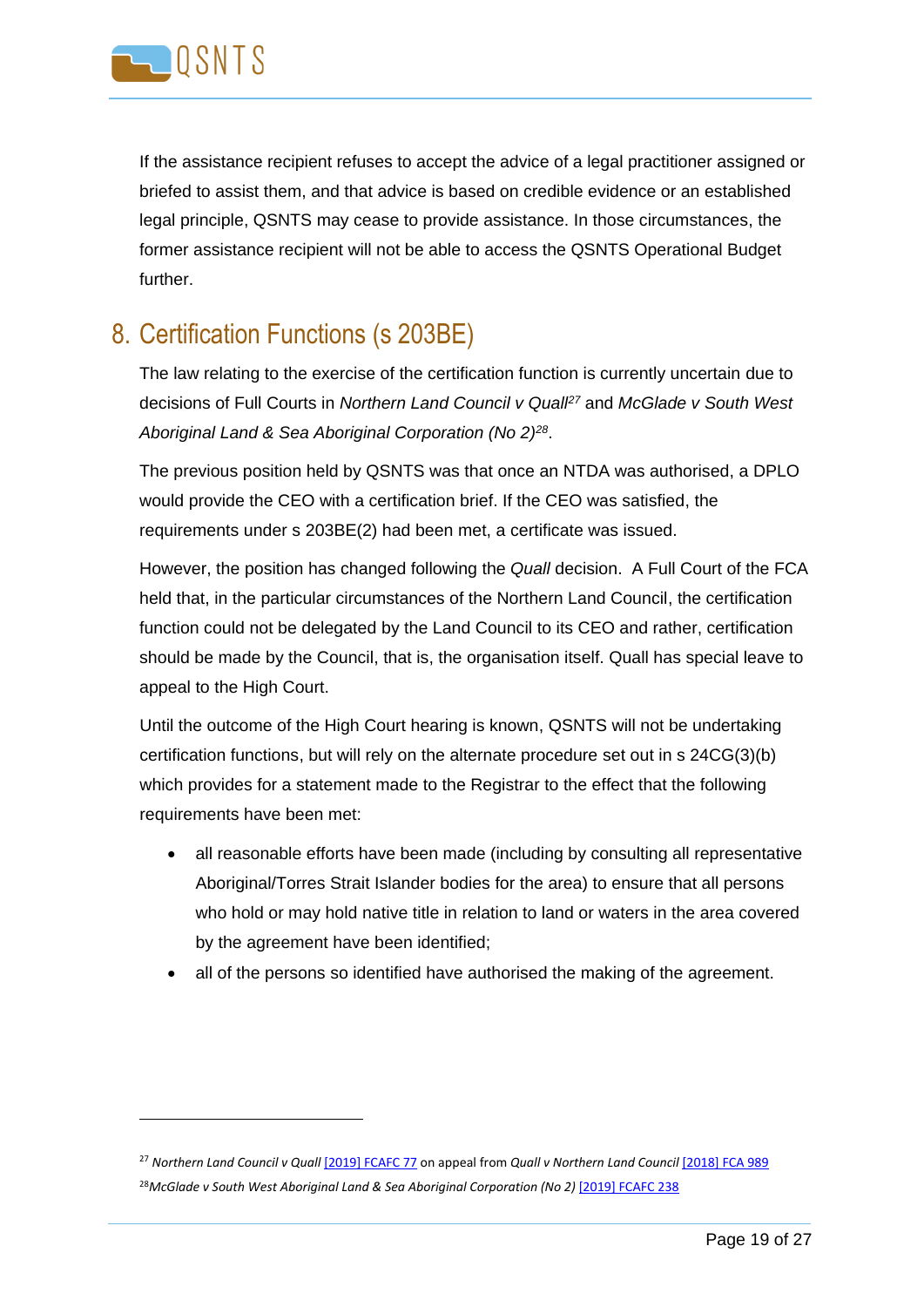If the assistance recipient refuses to accept the advice of a legal practitioner assigned or briefed to assist them, and that advice is based on credible evidence or an established legal principle, QSNTS may cease to provide assistance. In those circumstances, the former assistance recipient will not be able to access the QSNTS Operational Budget further.

## 8. Certification Functions (s 203BE)

The law relating to the exercise of the certification function is currently uncertain due to decisions of Full Courts in *Northern Land Council v Quall*[27] and *McGlade v South West Aboriginal Land & Sea Aboriginal Corporation (No 2)*[28].

The previous position held by QSNTS was that once an NTDA was authorised, a DPLO would provide the CEO with a certification brief. If the CEO was satisfied, the requirements under s 203BE(2) had been met, a certificate was issued.

However, the position has changed following the *Quall* decision. A Full Court of the FCA held that, in the particular circumstances of the Northern Land Council, the certification function could not be delegated by the Land Council to its CEO and rather, certification should be made by the Council, that is, the organisation itself. Quall has special leave to appeal to the High Court.

Until the outcome of the High Court hearing is known, QSNTS will not be undertaking certification functions, but will rely on the alternate procedure set out in s 24CG(3)(b) which provides for a statement made to the Registrar to the effect that the following requirements have been met:

- all reasonable efforts have been made (including by consulting all representative Aboriginal/Torres Strait Islander bodies for the area) to ensure that all persons who hold or may hold native title in relation to land or waters in the area covered by the agreement have been identified;
- all of the persons so identified have authorised the making of the agreement.

---

[27] *Northern Land Council v Quall* [2019] FCAFC 77 on appeal from *Quall v Northern Land Council* [2018] FCA 989

[28] *McGlade v South West Aboriginal Land & Sea Aboriginal Corporation (No 2)* [2019] FCAFC 238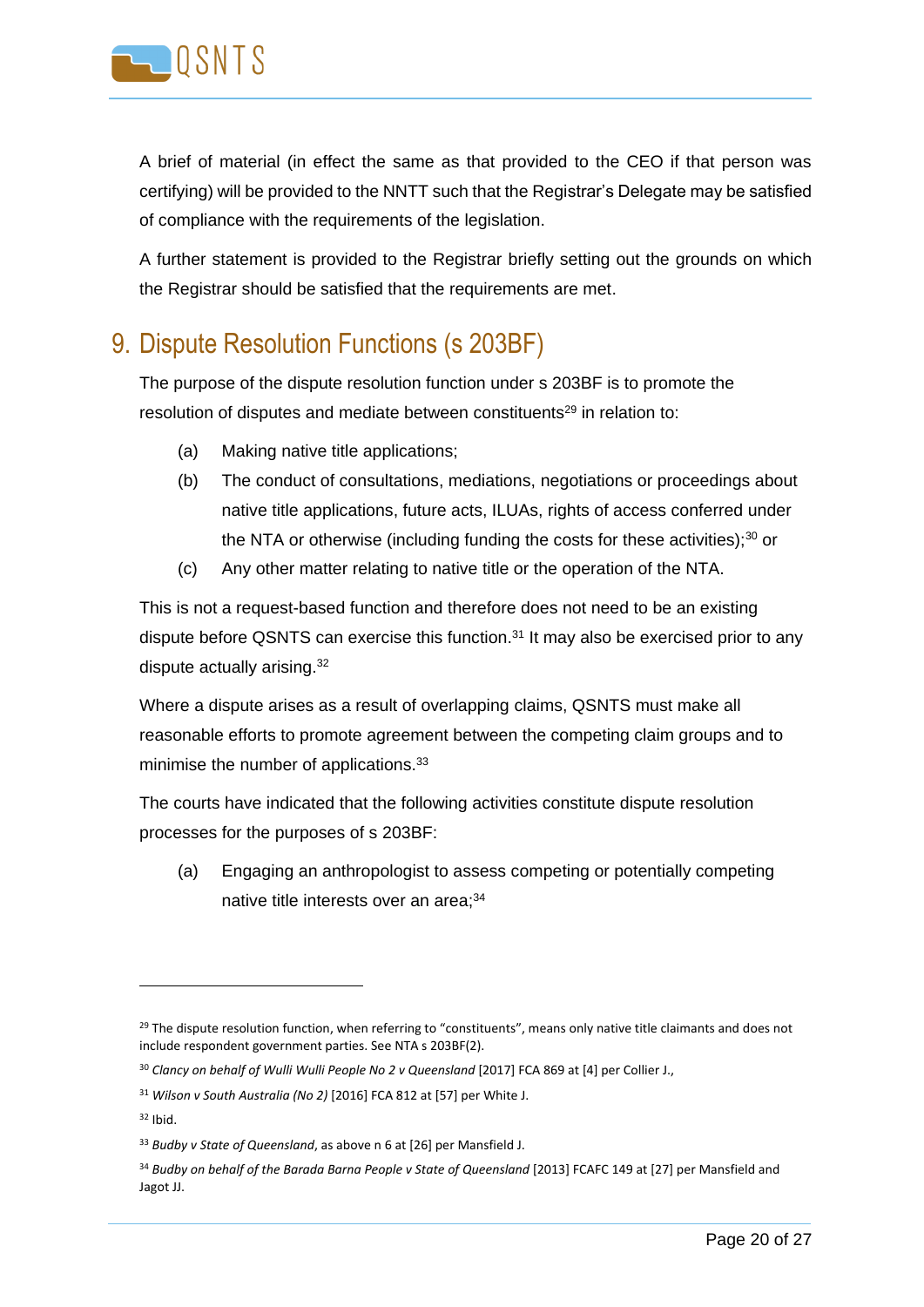A brief of material (in effect the same as that provided to the CEO if that person was certifying) will be provided to the NNTT such that the Registrar's Delegate may be satisfied of compliance with the requirements of the legislation.

A further statement is provided to the Registrar briefly setting out the grounds on which the Registrar should be satisfied that the requirements are met.

# 9. Dispute Resolution Functions (s 203BF)

The purpose of the dispute resolution function under s 203BF is to promote the resolution of disputes and mediate between constituents[29] in relation to:

(a) Making native title applications;

(b) The conduct of consultations, mediations, negotiations or proceedings about native title applications, future acts, ILUAs, rights of access conferred under the NTA or otherwise (including funding the costs for these activities);[30] or

(c) Any other matter relating to native title or the operation of the NTA.

This is not a request-based function and therefore does not need to be an existing dispute before QSNTS can exercise this function.[31] It may also be exercised prior to any dispute actually arising.[32]

Where a dispute arises as a result of overlapping claims, QSNTS must make all reasonable efforts to promote agreement between the competing claim groups and to minimise the number of applications.[33]

The courts have indicated that the following activities constitute dispute resolution processes for the purposes of s 203BF:

(a) Engaging an anthropologist to assess competing or potentially competing native title interests over an area;[34]

---

[29] The dispute resolution function, when referring to "constituents", means only native title claimants and does not include respondent government parties. See NTA s 203BF(2).

[30] *Clancy on behalf of Wulli Wulli People No 2 v Queensland* [2017] FCA 869 at [4] per Collier J.,

[31] *Wilson v South Australia (No 2)* [2016] FCA 812 at [57] per White J.

[32] Ibid.

[33] *Budby v State of Queensland*, as above n 6 at [26] per Mansfield J.

[34] *Budby on behalf of the Barada Barna People v State of Queensland* [2013] FCAFC 149 at [27] per Mansfield and Jagot JJ.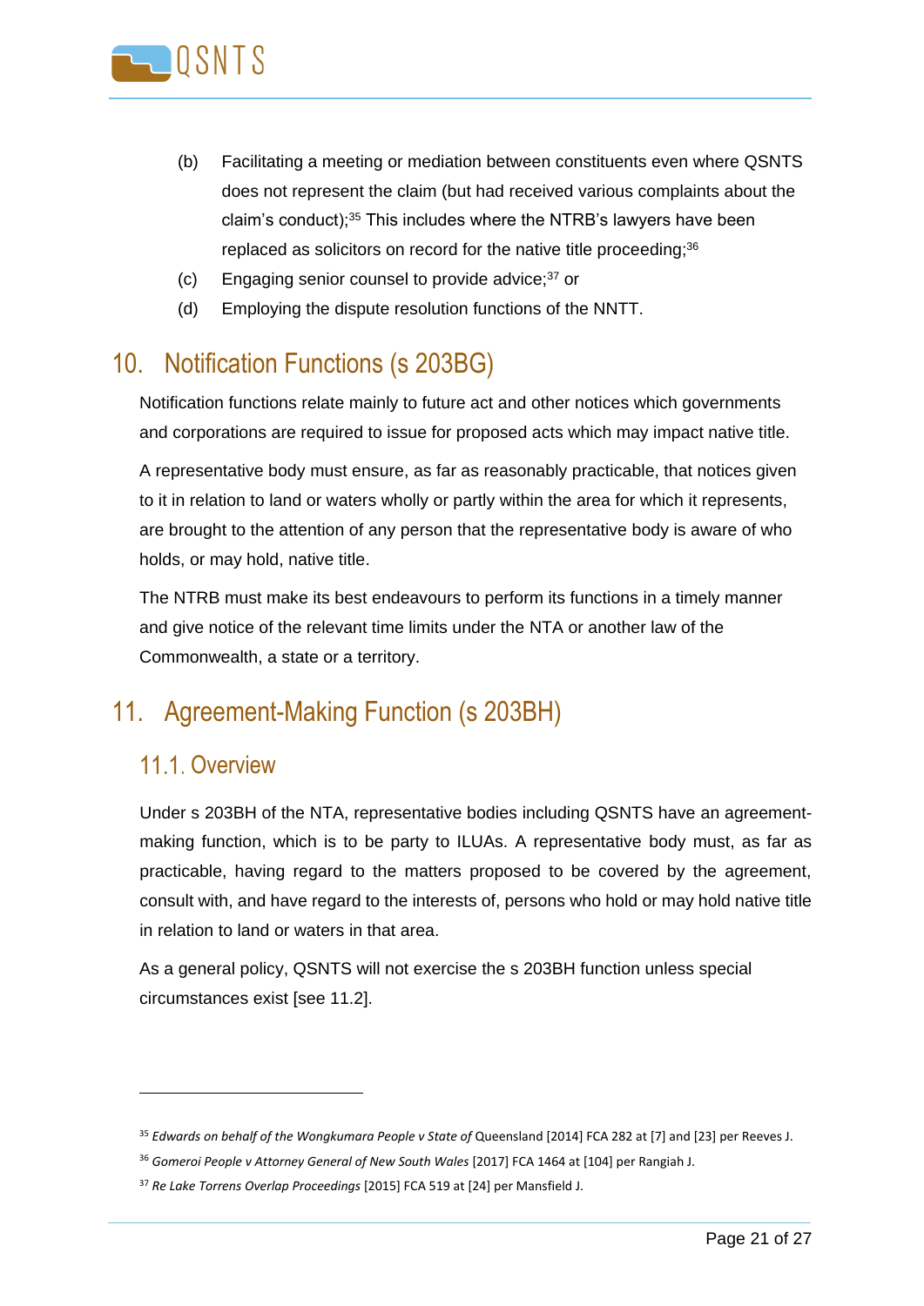(b) Facilitating a meeting or mediation between constituents even where QSNTS does not represent the claim (but had received various complaints about the claim's conduct);[35] This includes where the NTRB's lawyers have been replaced as solicitors on record for the native title proceeding;[36]

(c) Engaging senior counsel to provide advice;[37] or

(d) Employing the dispute resolution functions of the NNTT.

## 10. Notification Functions (s 203BG)

Notification functions relate mainly to future act and other notices which governments and corporations are required to issue for proposed acts which may impact native title.

A representative body must ensure, as far as reasonably practicable, that notices given to it in relation to land or waters wholly or partly within the area for which it represents, are brought to the attention of any person that the representative body is aware of who holds, or may hold, native title.

The NTRB must make its best endeavours to perform its functions in a timely manner and give notice of the relevant time limits under the NTA or another law of the Commonwealth, a state or a territory.

## 11. Agreement-Making Function (s 203BH)

### 11.1. Overview

Under s 203BH of the NTA, representative bodies including QSNTS have an agreement-making function, which is to be party to ILUAs. A representative body must, as far as practicable, having regard to the matters proposed to be covered by the agreement, consult with, and have regard to the interests of, persons who hold or may hold native title in relation to land or waters in that area.

As a general policy, QSNTS will not exercise the s 203BH function unless special circumstances exist [see 11.2].

---

[35] *Edwards on behalf of the Wongkumara People v State of* Queensland [2014] FCA 282 at [7] and [23] per Reeves J.

[36] *Gomeroi People v Attorney General of New South Wales* [2017] FCA 1464 at [104] per Rangiah J.

[37] *Re Lake Torrens Overlap Proceedings* [2015] FCA 519 at [24] per Mansfield J.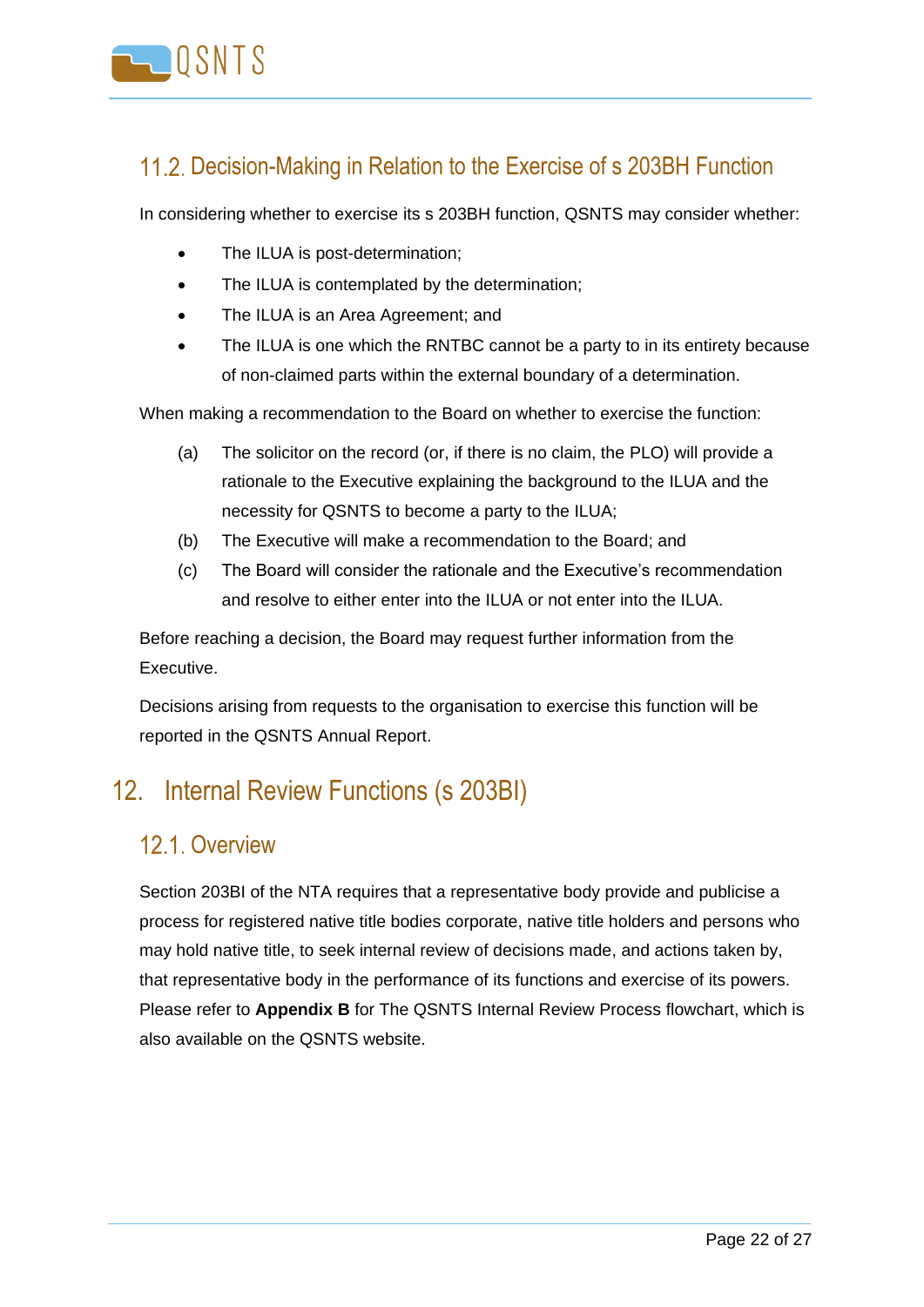### 11.2. Decision-Making in Relation to the Exercise of s 203BH Function

In considering whether to exercise its s 203BH function, QSNTS may consider whether:

- The ILUA is post-determination;
- The ILUA is contemplated by the determination;
- The ILUA is an Area Agreement; and
- The ILUA is one which the RNTBC cannot be a party to in its entirety because of non-claimed parts within the external boundary of a determination.

When making a recommendation to the Board on whether to exercise the function:

(a) The solicitor on the record (or, if there is no claim, the PLO) will provide a rationale to the Executive explaining the background to the ILUA and the necessity for QSNTS to become a party to the ILUA;

(b) The Executive will make a recommendation to the Board; and

(c) The Board will consider the rationale and the Executive's recommendation and resolve to either enter into the ILUA or not enter into the ILUA.

Before reaching a decision, the Board may request further information from the Executive.

Decisions arising from requests to the organisation to exercise this function will be reported in the QSNTS Annual Report.

## 12. Internal Review Functions (s 203BI)

### 12.1. Overview

Section 203BI of the NTA requires that a representative body provide and publicise a process for registered native title bodies corporate, native title holders and persons who may hold native title, to seek internal review of decisions made, and actions taken by, that representative body in the performance of its functions and exercise of its powers. Please refer to **Appendix B** for The QSNTS Internal Review Process flowchart, which is also available on the QSNTS website.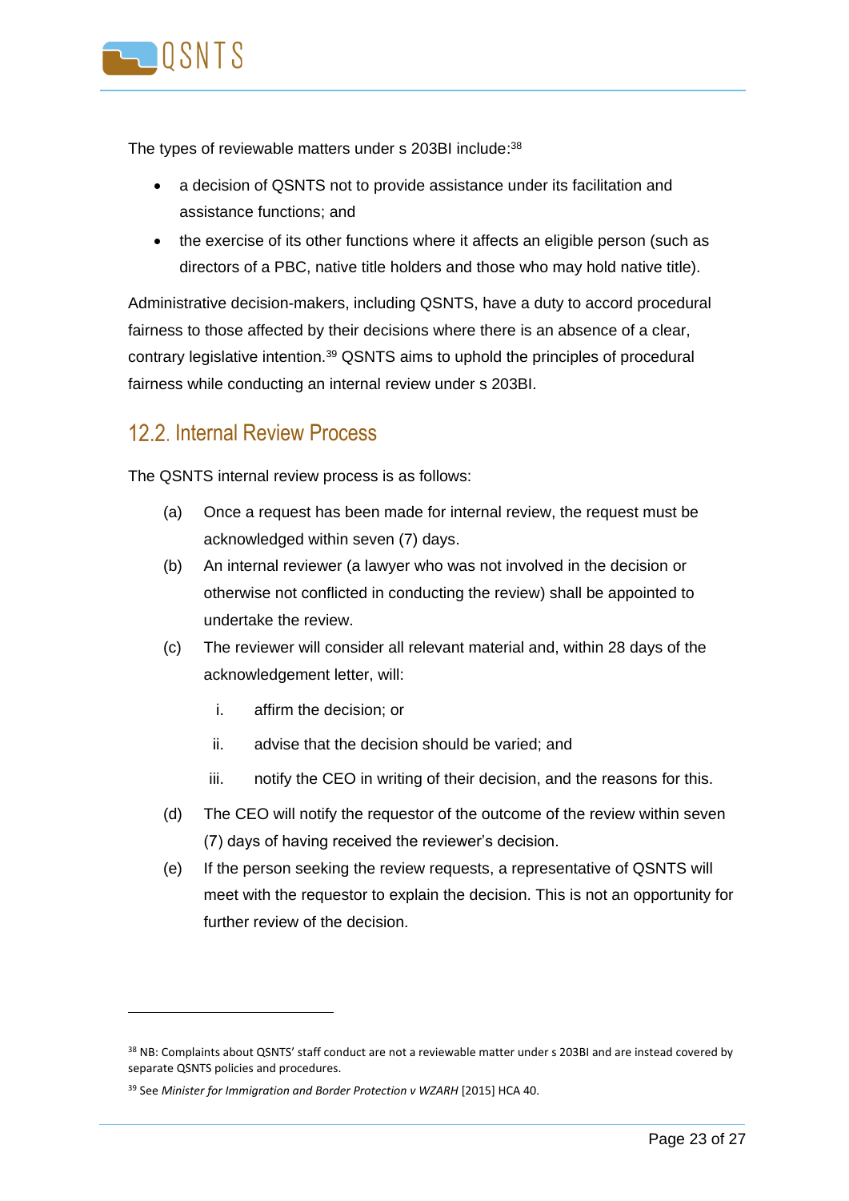The types of reviewable matters under s 203BI include:[38]

- a decision of QSNTS not to provide assistance under its facilitation and assistance functions; and
- the exercise of its other functions where it affects an eligible person (such as directors of a PBC, native title holders and those who may hold native title).

Administrative decision-makers, including QSNTS, have a duty to accord procedural fairness to those affected by their decisions where there is an absence of a clear, contrary legislative intention.[39] QSNTS aims to uphold the principles of procedural fairness while conducting an internal review under s 203BI.

## 12.2. Internal Review Process

The QSNTS internal review process is as follows:

(a) Once a request has been made for internal review, the request must be acknowledged within seven (7) days.

(b) An internal reviewer (a lawyer who was not involved in the decision or otherwise not conflicted in conducting the review) shall be appointed to undertake the review.

(c) The reviewer will consider all relevant material and, within 28 days of the acknowledgement letter, will:

   i. affirm the decision; or

   ii. advise that the decision should be varied; and

   iii. notify the CEO in writing of their decision, and the reasons for this.

(d) The CEO will notify the requestor of the outcome of the review within seven (7) days of having received the reviewer's decision.

(e) If the person seeking the review requests, a representative of QSNTS will meet with the requestor to explain the decision. This is not an opportunity for further review of the decision.

---

[38] NB: Complaints about QSNTS' staff conduct are not a reviewable matter under s 203BI and are instead covered by separate QSNTS policies and procedures.

[39] See *Minister for Immigration and Border Protection v WZARH* [2015] HCA 40.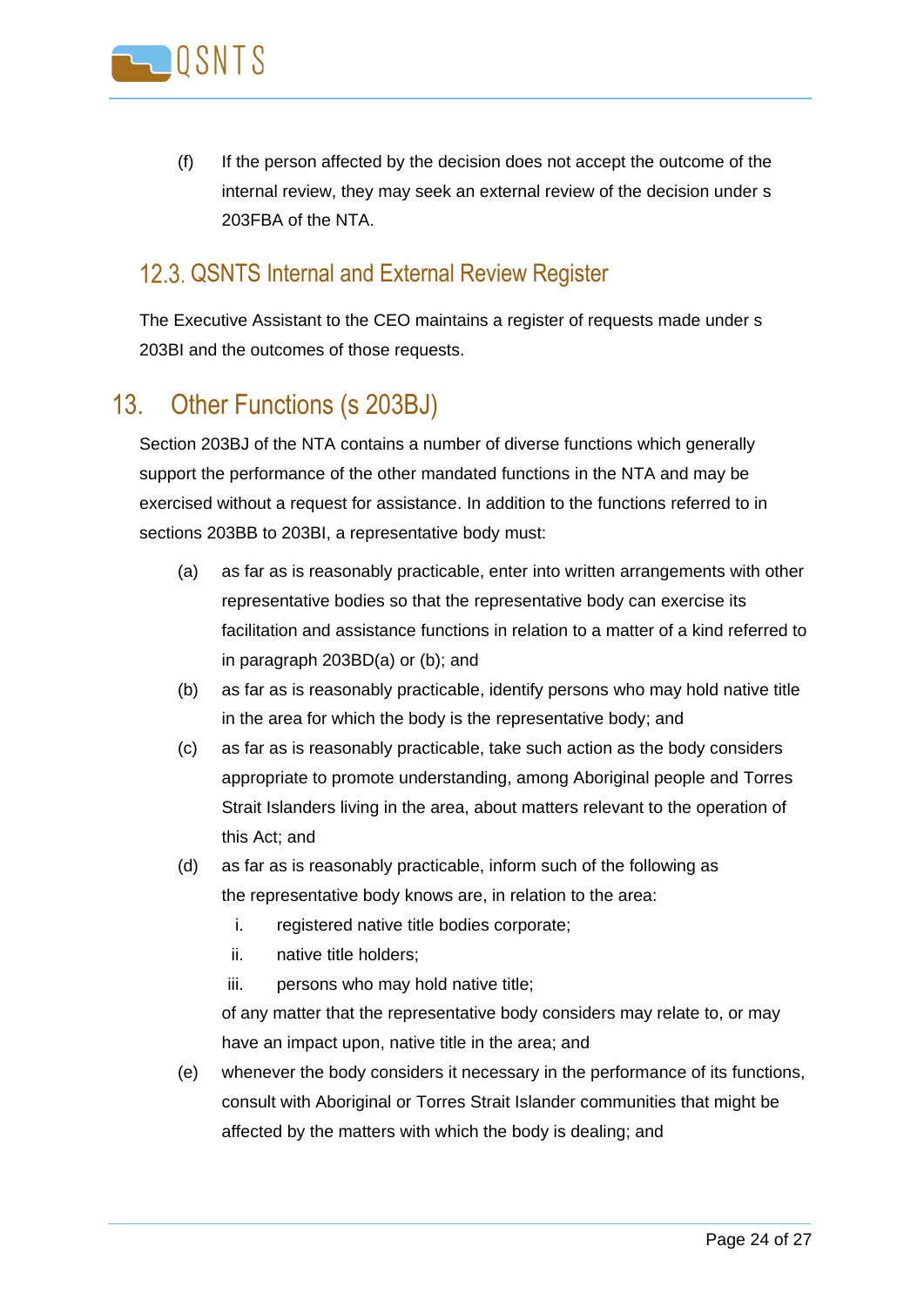(f) If the person affected by the decision does not accept the outcome of the internal review, they may seek an external review of the decision under s 203FBA of the NTA.

## 12.3. QSNTS Internal and External Review Register

The Executive Assistant to the CEO maintains a register of requests made under s 203BI and the outcomes of those requests.

# 13. Other Functions (s 203BJ)

Section 203BJ of the NTA contains a number of diverse functions which generally support the performance of the other mandated functions in the NTA and may be exercised without a request for assistance. In addition to the functions referred to in sections 203BB to 203BI, a representative body must:

(a) as far as is reasonably practicable, enter into written arrangements with other representative bodies so that the representative body can exercise its facilitation and assistance functions in relation to a matter of a kind referred to in paragraph 203BD(a) or (b); and

(b) as far as is reasonably practicable, identify persons who may hold native title in the area for which the body is the representative body; and

(c) as far as is reasonably practicable, take such action as the body considers appropriate to promote understanding, among Aboriginal people and Torres Strait Islanders living in the area, about matters relevant to the operation of this Act; and

(d) as far as is reasonably practicable, inform such of the following as the representative body knows are, in relation to the area:

   i. registered native title bodies corporate;

   ii. native title holders;

   iii. persons who may hold native title;

   of any matter that the representative body considers may relate to, or may have an impact upon, native title in the area; and

(e) whenever the body considers it necessary in the performance of its functions, consult with Aboriginal or Torres Strait Islander communities that might be affected by the matters with which the body is dealing; and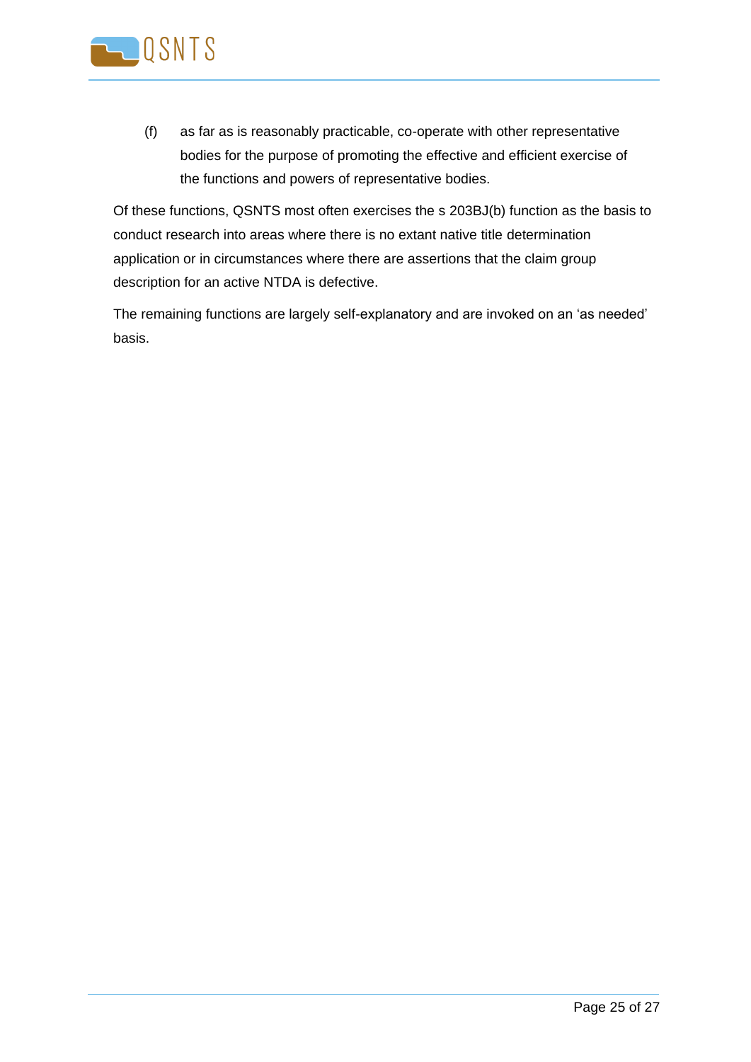(f) as far as is reasonably practicable, co-operate with other representative bodies for the purpose of promoting the effective and efficient exercise of the functions and powers of representative bodies.

Of these functions, QSNTS most often exercises the s 203BJ(b) function as the basis to conduct research into areas where there is no extant native title determination application or in circumstances where there are assertions that the claim group description for an active NTDA is defective.

The remaining functions are largely self-explanatory and are invoked on an 'as needed' basis.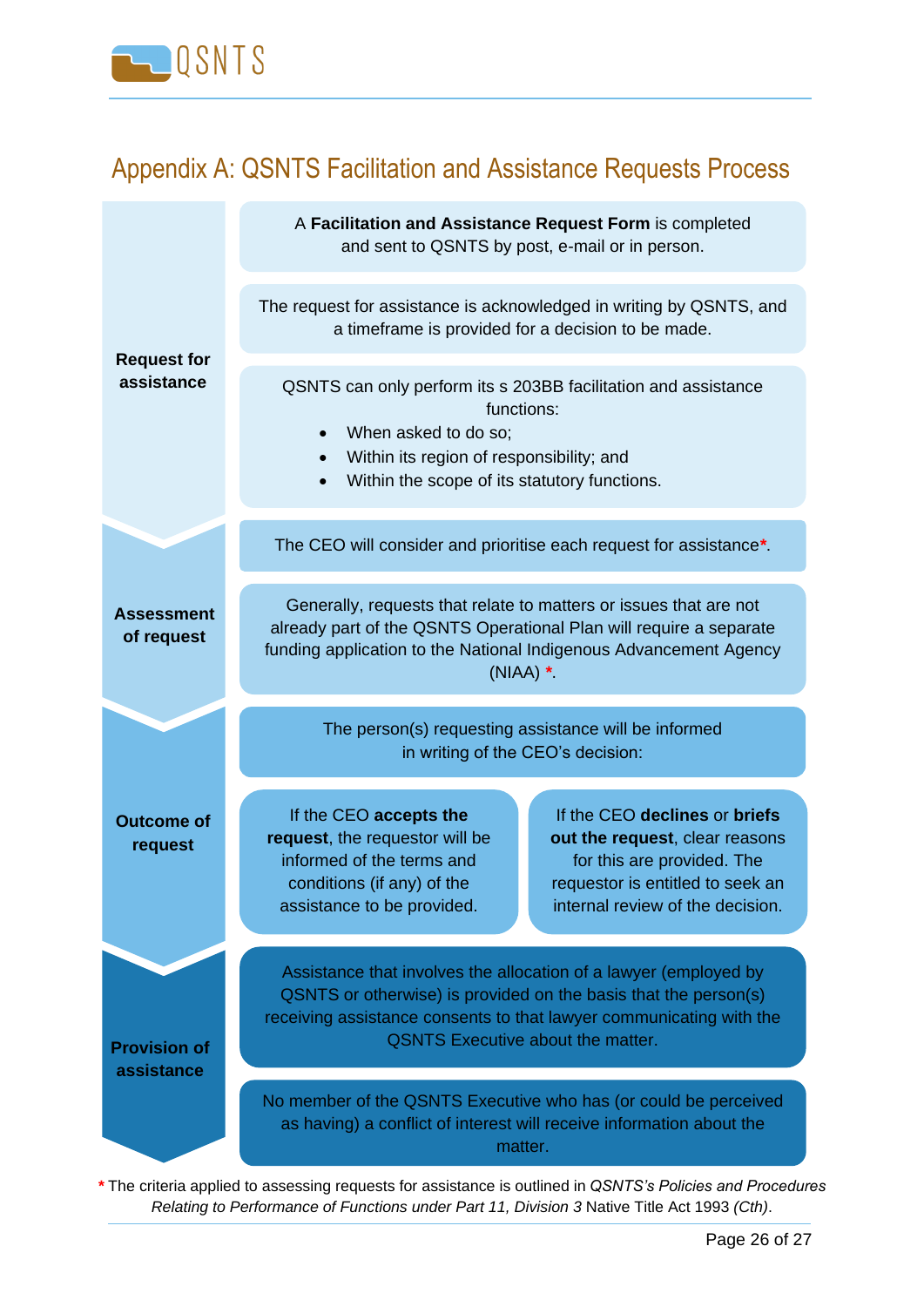# Appendix A: QSNTS Facilitation and Assistance Requests Process

## Request for assistance

A **Facilitation and Assistance Request Form** is completed and sent to QSNTS by post, e-mail or in person.

The request for assistance is acknowledged in writing by QSNTS, and a timeframe is provided for a decision to be made.

QSNTS can only perform its s 203BB facilitation and assistance functions:

- When asked to do so;
- Within its region of responsibility; and
- Within the scope of its statutory functions.

## Assessment of request

The CEO will consider and prioritise each request for assistance*.

Generally, requests that relate to matters or issues that are not already part of the QSNTS Operational Plan will require a separate funding application to the National Indigenous Advancement Agency (NIAA) *.

## Outcome of request

The person(s) requesting assistance will be informed in writing of the CEO's decision:

If the CEO **accepts the request**, the requestor will be informed of the terms and conditions (if any) of the assistance to be provided.

If the CEO **declines** or **briefs out the request**, clear reasons for this are provided. The requestor is entitled to seek an internal review of the decision.

## Provision of assistance

Assistance that involves the allocation of a lawyer (employed by QSNTS or otherwise) is provided on the basis that the person(s) receiving assistance consents to that lawyer communicating with the QSNTS Executive about the matter.

No member of the QSNTS Executive who has (or could be perceived as having) a conflict of interest will receive information about the matter.

\* The criteria applied to assessing requests for assistance is outlined in *QSNTS's Policies and Procedures Relating to Performance of Functions under Part 11, Division 3* Native Title Act 1993 *(Cth)*.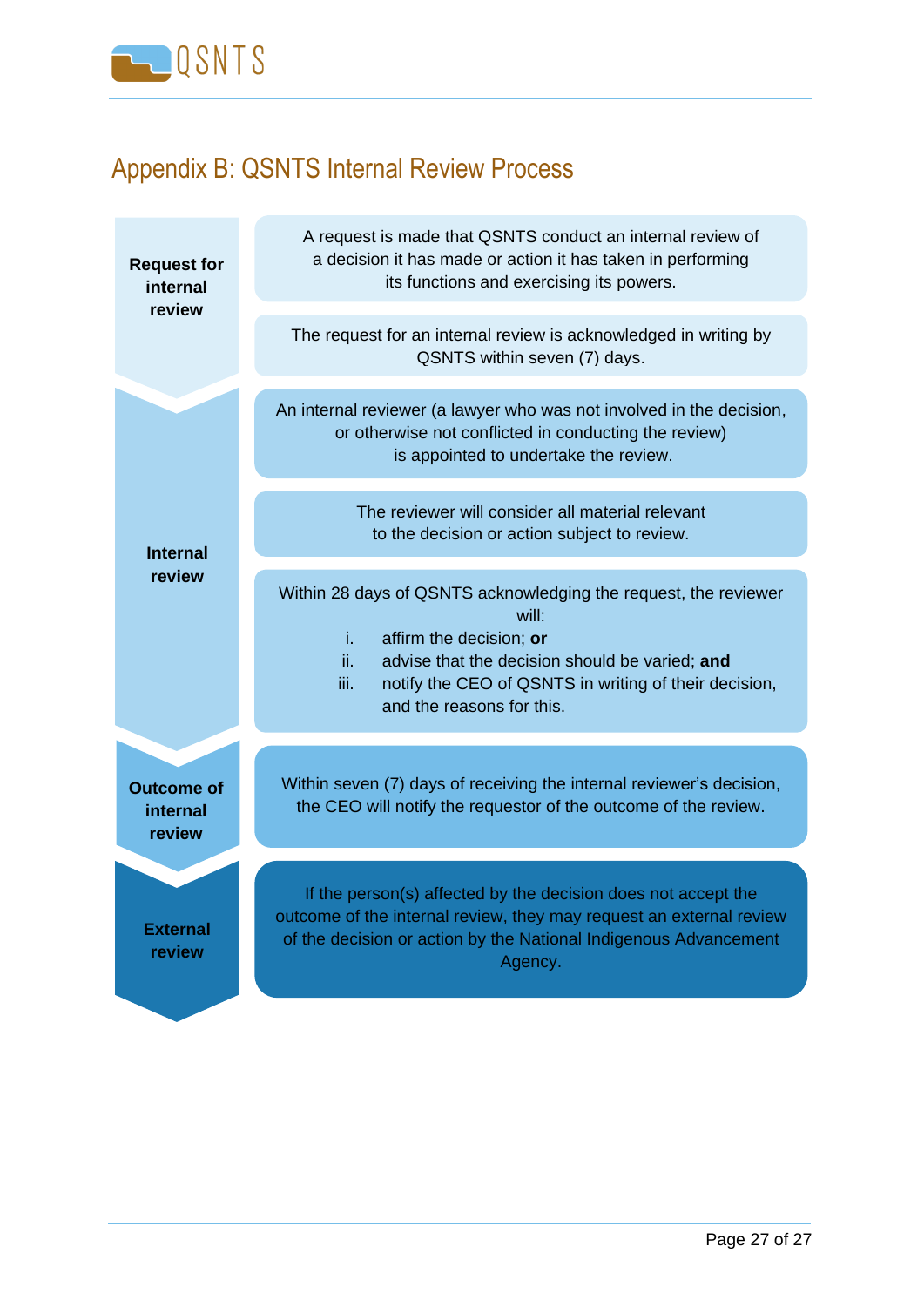# Appendix B: QSNTS Internal Review Process

**Request for internal review**

A request is made that QSNTS conduct an internal review of a decision it has made or action it has taken in performing its functions and exercising its powers.

The request for an internal review is acknowledged in writing by QSNTS within seven (7) days.

**Internal review**

An internal reviewer (a lawyer who was not involved in the decision, or otherwise not conflicted in conducting the review) is appointed to undertake the review.

The reviewer will consider all material relevant to the decision or action subject to review.

Within 28 days of QSNTS acknowledging the request, the reviewer will:

i. affirm the decision; **or**

ii. advise that the decision should be varied; **and**

iii. notify the CEO of QSNTS in writing of their decision, and the reasons for this.

**Outcome of internal review**

Within seven (7) days of receiving the internal reviewer's decision, the CEO will notify the requestor of the outcome of the review.

**External review**

If the person(s) affected by the decision does not accept the outcome of the internal review, they may request an external review of the decision or action by the National Indigenous Advancement Agency.